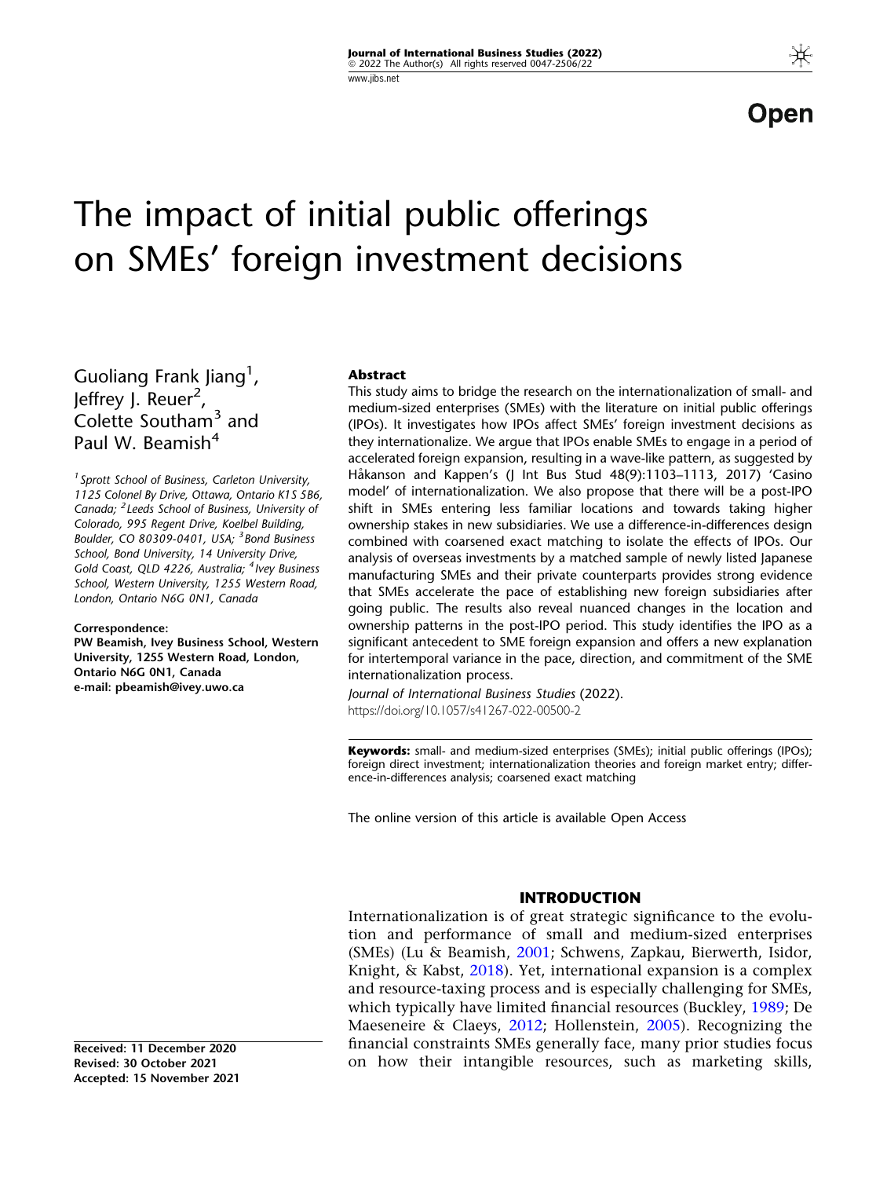Open

# The impact of initial public offerings on SMEs' foreign investment decisions

Guoliang Frank Jiang[1], Jeffrey J. Reuer[2], Colette Southam[3] and Paul W. Beamish[4]

[1] Sprott School of Business, Carleton University, 1125 Colonel By Drive, Ottawa, Ontario K1S 5B6, Canada; [2] Leeds School of Business, University of Colorado, 995 Regent Drive, Koelbel Building, Boulder, CO 80309-0401, USA; [3] Bond Business School, Bond University, 14 University Drive, Gold Coast, QLD 4226, Australia; [4] Ivey Business School, Western University, 1255 Western Road, London, Ontario N6G 0N1, Canada

**Correspondence:**
**PW Beamish, Ivey Business School, Western University, 1255 Western Road, London, Ontario N6G 0N1, Canada**
**e-mail: pbeamish@ivey.uwo.ca**

**Received: 11 December 2020**
**Revised: 30 October 2021**
**Accepted: 15 November 2021**

## Abstract

This study aims to bridge the research on the internationalization of small- and medium-sized enterprises (SMEs) with the literature on initial public offerings (IPOs). It investigates how IPOs affect SMEs' foreign investment decisions as they internationalize. We argue that IPOs enable SMEs to engage in a period of accelerated foreign expansion, resulting in a wave-like pattern, as suggested by Håkanson and Kappen's (J Int Bus Stud 48(9):1103–1113, 2017) 'Casino model' of internationalization. We also propose that there will be a post-IPO shift in SMEs entering less familiar locations and towards taking higher ownership stakes in new subsidiaries. We use a difference-in-differences design combined with coarsened exact matching to isolate the effects of IPOs. Our analysis of overseas investments by a matched sample of newly listed Japanese manufacturing SMEs and their private counterparts provides strong evidence that SMEs accelerate the pace of establishing new foreign subsidiaries after going public. The results also reveal nuanced changes in the location and ownership patterns in the post-IPO period. This study identifies the IPO as a significant antecedent to SME foreign expansion and offers a new explanation for intertemporal variance in the pace, direction, and commitment of the SME internationalization process.

*Journal of International Business Studies* (2022).
https://doi.org/10.1057/s41267-022-00500-2

**Keywords:** small- and medium-sized enterprises (SMEs); initial public offerings (IPOs); foreign direct investment; internationalization theories and foreign market entry; difference-in-differences analysis; coarsened exact matching

The online version of this article is available Open Access

## INTRODUCTION

Internationalization is of great strategic significance to the evolution and performance of small and medium-sized enterprises (SMEs) (Lu & Beamish, 2001; Schwens, Zapkau, Bierwerth, Isidor, Knight, & Kabst, 2018). Yet, international expansion is a complex and resource-taxing process and is especially challenging for SMEs, which typically have limited financial resources (Buckley, 1989; De Maeseneire & Claeys, 2012; Hollenstein, 2005). Recognizing the financial constraints SMEs generally face, many prior studies focus on how their intangible resources, such as marketing skills,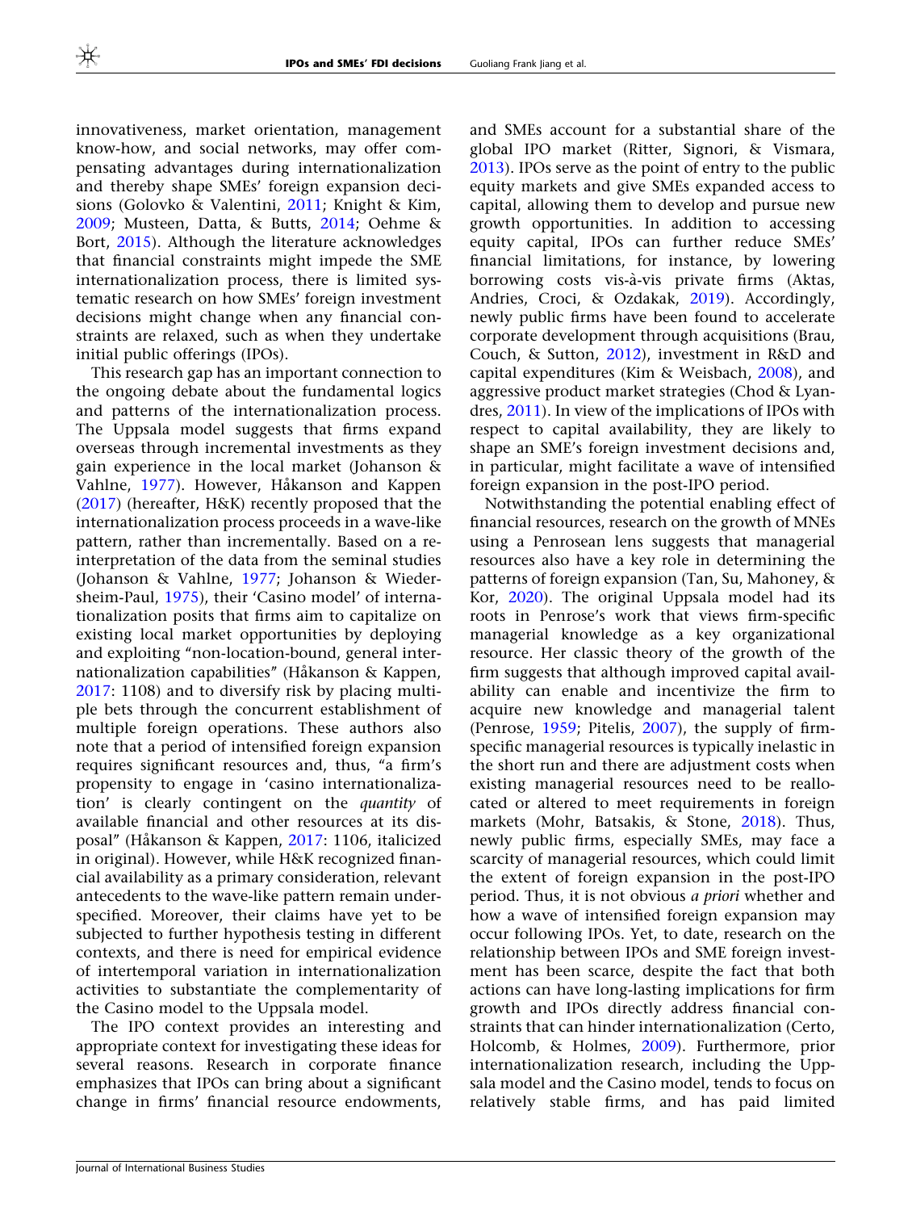innovativeness, market orientation, management know-how, and social networks, may offer compensating advantages during internationalization and thereby shape SMEs' foreign expansion decisions (Golovko & Valentini, 2011; Knight & Kim, 2009; Musteen, Datta, & Butts, 2014; Oehme & Bort, 2015). Although the literature acknowledges that financial constraints might impede the SME internationalization process, there is limited systematic research on how SMEs' foreign investment decisions might change when any financial constraints are relaxed, such as when they undertake initial public offerings (IPOs).

This research gap has an important connection to the ongoing debate about the fundamental logics and patterns of the internationalization process. The Uppsala model suggests that firms expand overseas through incremental investments as they gain experience in the local market (Johanson & Vahlne, 1977). However, Håkanson and Kappen (2017) (hereafter, H&K) recently proposed that the internationalization process proceeds in a wave-like pattern, rather than incrementally. Based on a re-interpretation of the data from the seminal studies (Johanson & Vahlne, 1977; Johanson & Wiedersheim-Paul, 1975), their 'Casino model' of internationalization posits that firms aim to capitalize on existing local market opportunities by deploying and exploiting "non-location-bound, general internationalization capabilities" (Håkanson & Kappen, 2017: 1108) and to diversify risk by placing multiple bets through the concurrent establishment of multiple foreign operations. These authors also note that a period of intensified foreign expansion requires significant resources and, thus, "a firm's propensity to engage in 'casino internationalization' is clearly contingent on the *quantity* of available financial and other resources at its disposal" (Håkanson & Kappen, 2017: 1106, italicized in original). However, while H&K recognized financial availability as a primary consideration, relevant antecedents to the wave-like pattern remain underspecified. Moreover, their claims have yet to be subjected to further hypothesis testing in different contexts, and there is need for empirical evidence of intertemporal variation in internationalization activities to substantiate the complementarity of the Casino model to the Uppsala model.

The IPO context provides an interesting and appropriate context for investigating these ideas for several reasons. Research in corporate finance emphasizes that IPOs can bring about a significant change in firms' financial resource endowments, and SMEs account for a substantial share of the global IPO market (Ritter, Signori, & Vismara, 2013). IPOs serve as the point of entry to the public equity markets and give SMEs expanded access to capital, allowing them to develop and pursue new growth opportunities. In addition to accessing equity capital, IPOs can further reduce SMEs' financial limitations, for instance, by lowering borrowing costs vis-à-vis private firms (Aktas, Andries, Croci, & Ozdakak, 2019). Accordingly, newly public firms have been found to accelerate corporate development through acquisitions (Brau, Couch, & Sutton, 2012), investment in R&D and capital expenditures (Kim & Weisbach, 2008), and aggressive product market strategies (Chod & Lyandres, 2011). In view of the implications of IPOs with respect to capital availability, they are likely to shape an SME's foreign investment decisions and, in particular, might facilitate a wave of intensified foreign expansion in the post-IPO period.

Notwithstanding the potential enabling effect of financial resources, research on the growth of MNEs using a Penrosean lens suggests that managerial resources also have a key role in determining the patterns of foreign expansion (Tan, Su, Mahoney, & Kor, 2020). The original Uppsala model had its roots in Penrose's work that views firm-specific managerial knowledge as a key organizational resource. Her classic theory of the growth of the firm suggests that although improved capital availability can enable and incentivize the firm to acquire new knowledge and managerial talent (Penrose, 1959; Pitelis, 2007), the supply of firm-specific managerial resources is typically inelastic in the short run and there are adjustment costs when existing managerial resources need to be reallocated or altered to meet requirements in foreign markets (Mohr, Batsakis, & Stone, 2018). Thus, newly public firms, especially SMEs, may face a scarcity of managerial resources, which could limit the extent of foreign expansion in the post-IPO period. Thus, it is not obvious *a priori* whether and how a wave of intensified foreign expansion may occur following IPOs. Yet, to date, research on the relationship between IPOs and SME foreign investment has been scarce, despite the fact that both actions can have long-lasting implications for firm growth and IPOs directly address financial constraints that can hinder internationalization (Certo, Holcomb, & Holmes, 2009). Furthermore, prior internationalization research, including the Uppsala model and the Casino model, tends to focus on relatively stable firms, and has paid limited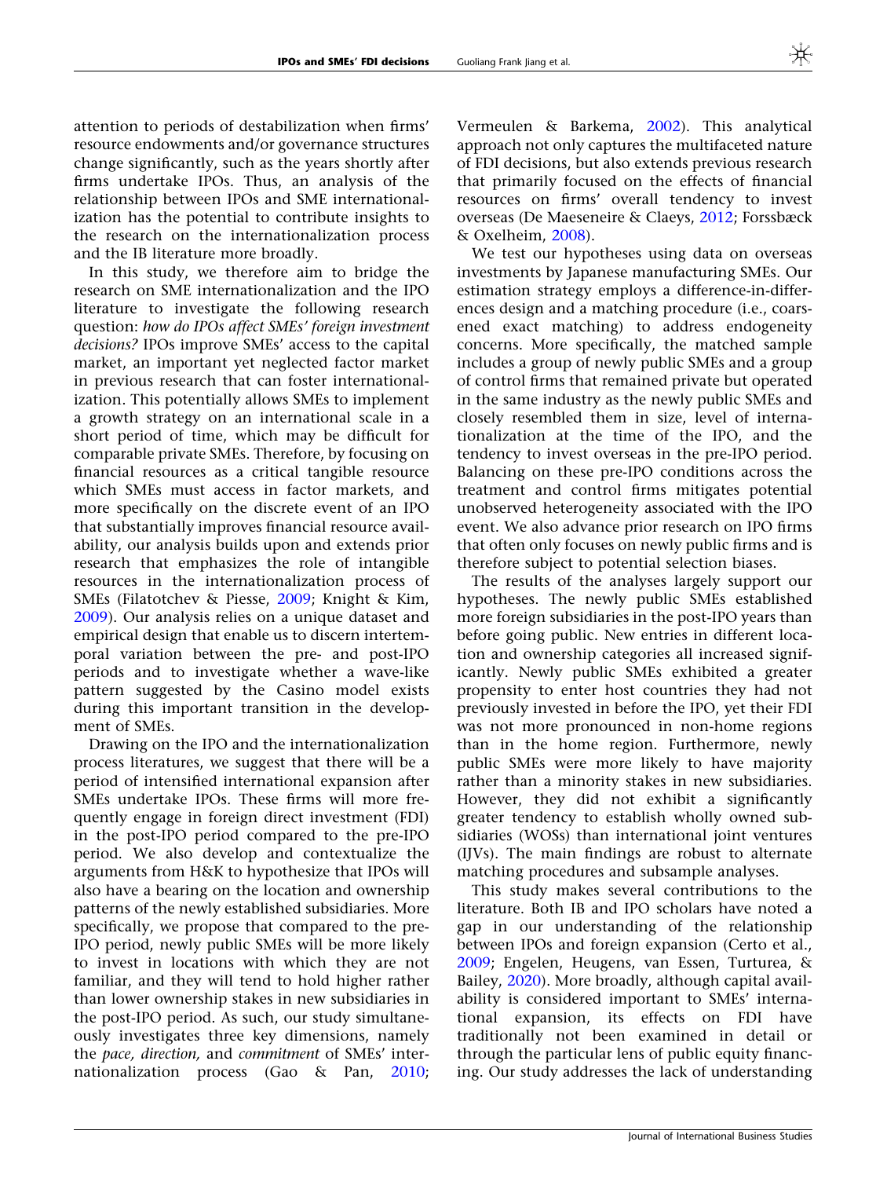attention to periods of destabilization when firms' resource endowments and/or governance structures change significantly, such as the years shortly after firms undertake IPOs. Thus, an analysis of the relationship between IPOs and SME internationalization has the potential to contribute insights to the research on the internationalization process and the IB literature more broadly.

In this study, we therefore aim to bridge the research on SME internationalization and the IPO literature to investigate the following research question: *how do IPOs affect SMEs' foreign investment decisions?* IPOs improve SMEs' access to the capital market, an important yet neglected factor market in previous research that can foster internationalization. This potentially allows SMEs to implement a growth strategy on an international scale in a short period of time, which may be difficult for comparable private SMEs. Therefore, by focusing on financial resources as a critical tangible resource which SMEs must access in factor markets, and more specifically on the discrete event of an IPO that substantially improves financial resource availability, our analysis builds upon and extends prior research that emphasizes the role of intangible resources in the internationalization process of SMEs (Filatotchev & Piesse, 2009; Knight & Kim, 2009). Our analysis relies on a unique dataset and empirical design that enable us to discern intertemporal variation between the pre- and post-IPO periods and to investigate whether a wave-like pattern suggested by the Casino model exists during this important transition in the development of SMEs.

Drawing on the IPO and the internationalization process literatures, we suggest that there will be a period of intensified international expansion after SMEs undertake IPOs. These firms will more frequently engage in foreign direct investment (FDI) in the post-IPO period compared to the pre-IPO period. We also develop and contextualize the arguments from H&K to hypothesize that IPOs will also have a bearing on the location and ownership patterns of the newly established subsidiaries. More specifically, we propose that compared to the pre-IPO period, newly public SMEs will be more likely to invest in locations with which they are not familiar, and they will tend to hold higher rather than lower ownership stakes in new subsidiaries in the post-IPO period. As such, our study simultaneously investigates three key dimensions, namely the *pace, direction,* and *commitment* of SMEs' internationalization process (Gao & Pan, 2010; Vermeulen & Barkema, 2002). This analytical approach not only captures the multifaceted nature of FDI decisions, but also extends previous research that primarily focused on the effects of financial resources on firms' overall tendency to invest overseas (De Maeseneire & Claeys, 2012; Forssbæck & Oxelheim, 2008).

We test our hypotheses using data on overseas investments by Japanese manufacturing SMEs. Our estimation strategy employs a difference-in-differences design and a matching procedure (i.e., coarsened exact matching) to address endogeneity concerns. More specifically, the matched sample includes a group of newly public SMEs and a group of control firms that remained private but operated in the same industry as the newly public SMEs and closely resembled them in size, level of internationalization at the time of the IPO, and the tendency to invest overseas in the pre-IPO period. Balancing on these pre-IPO conditions across the treatment and control firms mitigates potential unobserved heterogeneity associated with the IPO event. We also advance prior research on IPO firms that often only focuses on newly public firms and is therefore subject to potential selection biases.

The results of the analyses largely support our hypotheses. The newly public SMEs established more foreign subsidiaries in the post-IPO years than before going public. New entries in different location and ownership categories all increased significantly. Newly public SMEs exhibited a greater propensity to enter host countries they had not previously invested in before the IPO, yet their FDI was not more pronounced in non-home regions than in the home region. Furthermore, newly public SMEs were more likely to have majority rather than a minority stakes in new subsidiaries. However, they did not exhibit a significantly greater tendency to establish wholly owned subsidiaries (WOSs) than international joint ventures (IJVs). The main findings are robust to alternate matching procedures and subsample analyses.

This study makes several contributions to the literature. Both IB and IPO scholars have noted a gap in our understanding of the relationship between IPOs and foreign expansion (Certo et al., 2009; Engelen, Heugens, van Essen, Turturea, & Bailey, 2020). More broadly, although capital availability is considered important to SMEs' international expansion, its effects on FDI have traditionally not been examined in detail or through the particular lens of public equity financing. Our study addresses the lack of understanding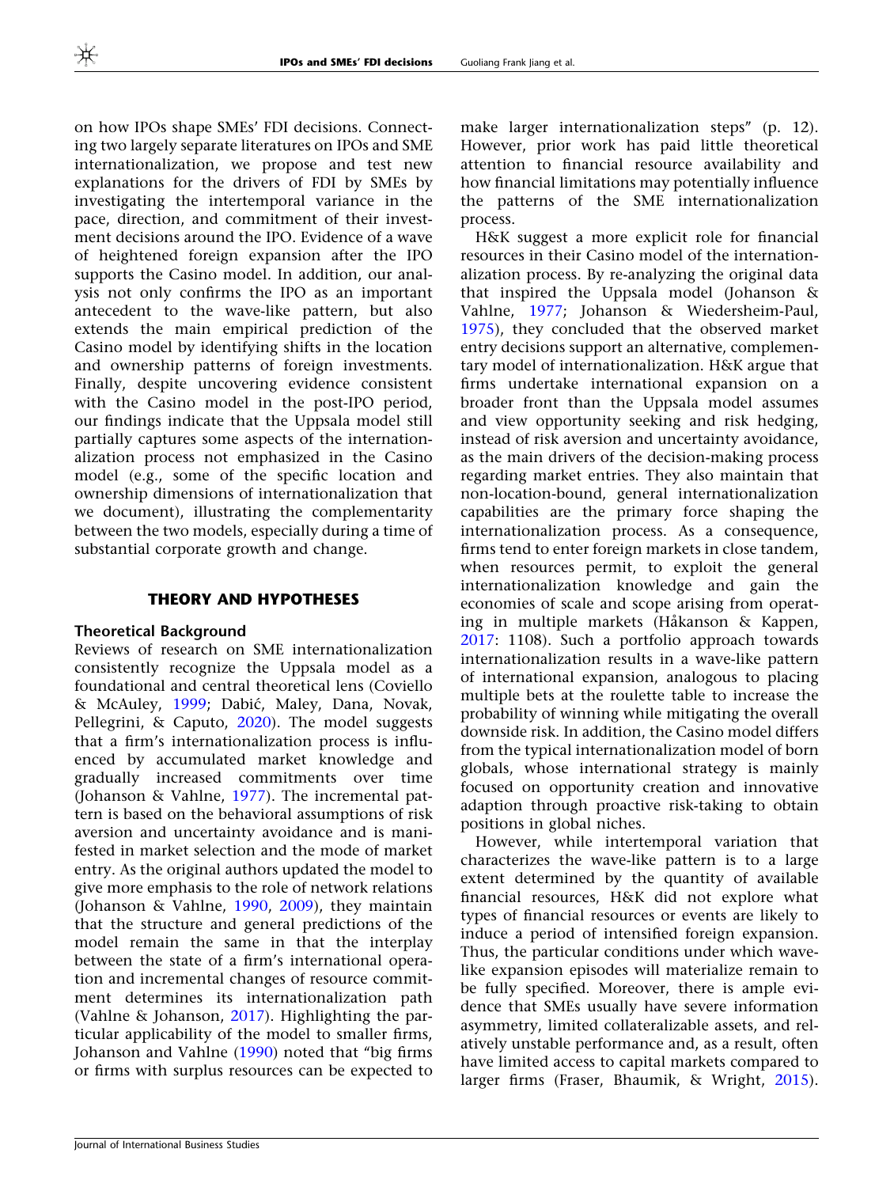on how IPOs shape SMEs' FDI decisions. Connecting two largely separate literatures on IPOs and SME internationalization, we propose and test new explanations for the drivers of FDI by SMEs by investigating the intertemporal variance in the pace, direction, and commitment of their investment decisions around the IPO. Evidence of a wave of heightened foreign expansion after the IPO supports the Casino model. In addition, our analysis not only confirms the IPO as an important antecedent to the wave-like pattern, but also extends the main empirical prediction of the Casino model by identifying shifts in the location and ownership patterns of foreign investments. Finally, despite uncovering evidence consistent with the Casino model in the post-IPO period, our findings indicate that the Uppsala model still partially captures some aspects of the internationalization process not emphasized in the Casino model (e.g., some of the specific location and ownership dimensions of internationalization that we document), illustrating the complementarity between the two models, especially during a time of substantial corporate growth and change.

## THEORY AND HYPOTHESES

### Theoretical Background

Reviews of research on SME internationalization consistently recognize the Uppsala model as a foundational and central theoretical lens (Coviello & McAuley, 1999; Dabić, Maley, Dana, Novak, Pellegrini, & Caputo, 2020). The model suggests that a firm's internationalization process is influenced by accumulated market knowledge and gradually increased commitments over time (Johanson & Vahlne, 1977). The incremental pattern is based on the behavioral assumptions of risk aversion and uncertainty avoidance and is manifested in market selection and the mode of market entry. As the original authors updated the model to give more emphasis to the role of network relations (Johanson & Vahlne, 1990, 2009), they maintain that the structure and general predictions of the model remain the same in that the interplay between the state of a firm's international operation and incremental changes of resource commitment determines its internationalization path (Vahlne & Johanson, 2017). Highlighting the particular applicability of the model to smaller firms, Johanson and Vahlne (1990) noted that "big firms or firms with surplus resources can be expected to make larger internationalization steps" (p. 12). However, prior work has paid little theoretical attention to financial resource availability and how financial limitations may potentially influence the patterns of the SME internationalization process.

H&K suggest a more explicit role for financial resources in their Casino model of the internationalization process. By re-analyzing the original data that inspired the Uppsala model (Johanson & Vahlne, 1977; Johanson & Wiedersheim-Paul, 1975), they concluded that the observed market entry decisions support an alternative, complementary model of internationalization. H&K argue that firms undertake international expansion on a broader front than the Uppsala model assumes and view opportunity seeking and risk hedging, instead of risk aversion and uncertainty avoidance, as the main drivers of the decision-making process regarding market entries. They also maintain that non-location-bound, general internationalization capabilities are the primary force shaping the internationalization process. As a consequence, firms tend to enter foreign markets in close tandem, when resources permit, to exploit the general internationalization knowledge and gain the economies of scale and scope arising from operating in multiple markets (Håkanson & Kappen, 2017: 1108). Such a portfolio approach towards internationalization results in a wave-like pattern of international expansion, analogous to placing multiple bets at the roulette table to increase the probability of winning while mitigating the overall downside risk. In addition, the Casino model differs from the typical internationalization model of born globals, whose international strategy is mainly focused on opportunity creation and innovative adaption through proactive risk-taking to obtain positions in global niches.

However, while intertemporal variation that characterizes the wave-like pattern is to a large extent determined by the quantity of available financial resources, H&K did not explore what types of financial resources or events are likely to induce a period of intensified foreign expansion. Thus, the particular conditions under which wave-like expansion episodes will materialize remain to be fully specified. Moreover, there is ample evidence that SMEs usually have severe information asymmetry, limited collateralizable assets, and relatively unstable performance and, as a result, often have limited access to capital markets compared to larger firms (Fraser, Bhaumik, & Wright, 2015).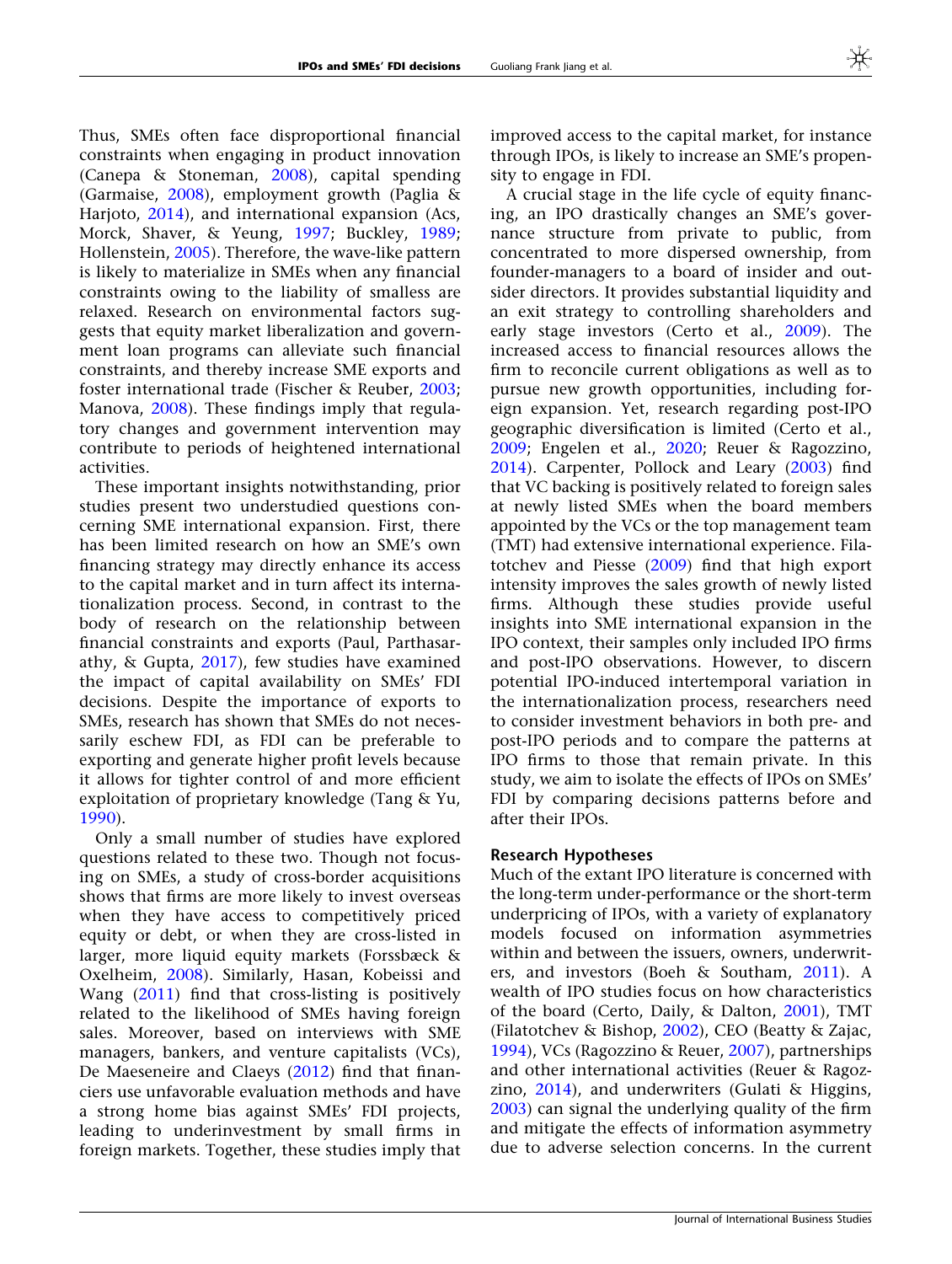Thus, SMEs often face disproportional financial constraints when engaging in product innovation (Canepa & Stoneman, 2008), capital spending (Garmaise, 2008), employment growth (Paglia & Harjoto, 2014), and international expansion (Acs, Morck, Shaver, & Yeung, 1997; Buckley, 1989; Hollenstein, 2005). Therefore, the wave-like pattern is likely to materialize in SMEs when any financial constraints owing to the liability of smallness are relaxed. Research on environmental factors suggests that equity market liberalization and government loan programs can alleviate such financial constraints, and thereby increase SME exports and foster international trade (Fischer & Reuber, 2003; Manova, 2008). These findings imply that regulatory changes and government intervention may contribute to periods of heightened international activities.

These important insights notwithstanding, prior studies present two understudied questions concerning SME international expansion. First, there has been limited research on how an SME's own financing strategy may directly enhance its access to the capital market and in turn affect its internationalization process. Second, in contrast to the body of research on the relationship between financial constraints and exports (Paul, Parthasarathy, & Gupta, 2017), few studies have examined the impact of capital availability on SMEs' FDI decisions. Despite the importance of exports to SMEs, research has shown that SMEs do not necessarily eschew FDI, as FDI can be preferable to exporting and generate higher profit levels because it allows for tighter control of and more efficient exploitation of proprietary knowledge (Tang & Yu, 1990).

Only a small number of studies have explored questions related to these two. Though not focusing on SMEs, a study of cross-border acquisitions shows that firms are more likely to invest overseas when they have access to competitively priced equity or debt, or when they are cross-listed in larger, more liquid equity markets (Forssbæck & Oxelheim, 2008). Similarly, Hasan, Kobeissi and Wang (2011) find that cross-listing is positively related to the likelihood of SMEs having foreign sales. Moreover, based on interviews with SME managers, bankers, and venture capitalists (VCs), De Maeseneire and Claeys (2012) find that financiers use unfavorable evaluation methods and have a strong home bias against SMEs' FDI projects, leading to underinvestment by small firms in foreign markets. Together, these studies imply that improved access to the capital market, for instance through IPOs, is likely to increase an SME's propensity to engage in FDI.

A crucial stage in the life cycle of equity financing, an IPO drastically changes an SME's governance structure from private to public, from concentrated to more dispersed ownership, from founder-managers to a board of insider and outsider directors. It provides substantial liquidity and an exit strategy to controlling shareholders and early stage investors (Certo et al., 2009). The increased access to financial resources allows the firm to reconcile current obligations as well as to pursue new growth opportunities, including foreign expansion. Yet, research regarding post-IPO geographic diversification is limited (Certo et al., 2009; Engelen et al., 2020; Reuer & Ragozzino, 2014). Carpenter, Pollock and Leary (2003) find that VC backing is positively related to foreign sales at newly listed SMEs when the board members appointed by the VCs or the top management team (TMT) had extensive international experience. Filatotchev and Piesse (2009) find that high export intensity improves the sales growth of newly listed firms. Although these studies provide useful insights into SME international expansion in the IPO context, their samples only included IPO firms and post-IPO observations. However, to discern potential IPO-induced intertemporal variation in the internationalization process, researchers need to consider investment behaviors in both pre- and post-IPO periods and to compare the patterns at IPO firms to those that remain private. In this study, we aim to isolate the effects of IPOs on SMEs' FDI by comparing decisions patterns before and after their IPOs.

## Research Hypotheses

Much of the extant IPO literature is concerned with the long-term under-performance or the short-term underpricing of IPOs, with a variety of explanatory models focused on information asymmetries within and between the issuers, owners, underwriters, and investors (Boeh & Southam, 2011). A wealth of IPO studies focus on how characteristics of the board (Certo, Daily, & Dalton, 2001), TMT (Filatotchev & Bishop, 2002), CEO (Beatty & Zajac, 1994), VCs (Ragozzino & Reuer, 2007), partnerships and other international activities (Reuer & Ragozzino, 2014), and underwriters (Gulati & Higgins, 2003) can signal the underlying quality of the firm and mitigate the effects of information asymmetry due to adverse selection concerns. In the current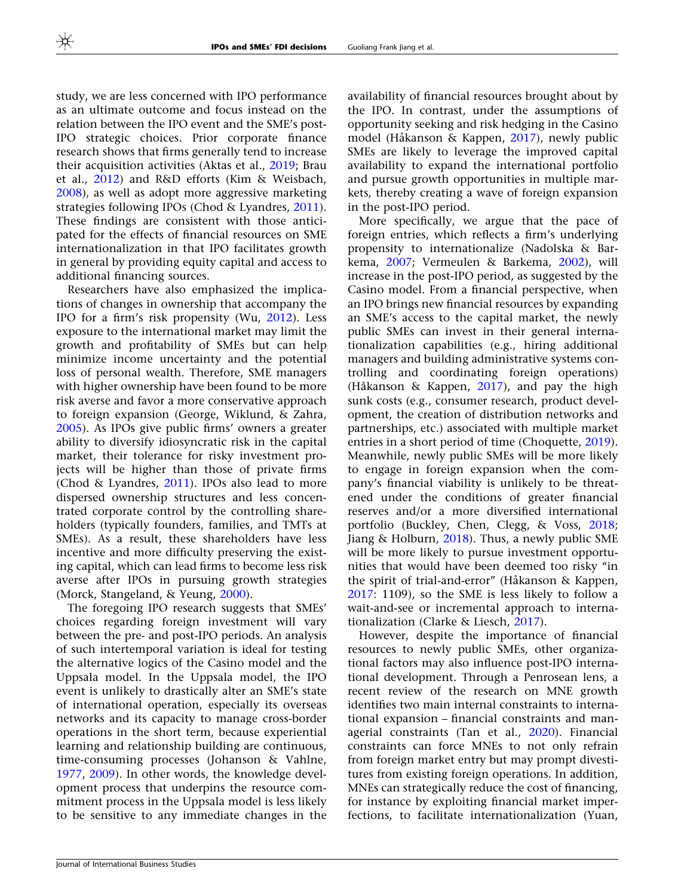study, we are less concerned with IPO performance as an ultimate outcome and focus instead on the relation between the IPO event and the SME's post-IPO strategic choices. Prior corporate finance research shows that firms generally tend to increase their acquisition activities (Aktas et al., 2019; Brau et al., 2012) and R&D efforts (Kim & Weisbach, 2008), as well as adopt more aggressive marketing strategies following IPOs (Chod & Lyandres, 2011). These findings are consistent with those anticipated for the effects of financial resources on SME internationalization in that IPO facilitates growth in general by providing equity capital and access to additional financing sources.

Researchers have also emphasized the implications of changes in ownership that accompany the IPO for a firm's risk propensity (Wu, 2012). Less exposure to the international market may limit the growth and profitability of SMEs but can help minimize income uncertainty and the potential loss of personal wealth. Therefore, SME managers with higher ownership have been found to be more risk averse and favor a more conservative approach to foreign expansion (George, Wiklund, & Zahra, 2005). As IPOs give public firms' owners a greater ability to diversify idiosyncratic risk in the capital market, their tolerance for risky investment projects will be higher than those of private firms (Chod & Lyandres, 2011). IPOs also lead to more dispersed ownership structures and less concentrated corporate control by the controlling shareholders (typically founders, families, and TMTs at SMEs). As a result, these shareholders have less incentive and more difficulty preserving the existing capital, which can lead firms to become less risk averse after IPOs in pursuing growth strategies (Morck, Stangeland, & Yeung, 2000).

The foregoing IPO research suggests that SMEs' choices regarding foreign investment will vary between the pre- and post-IPO periods. An analysis of such intertemporal variation is ideal for testing the alternative logics of the Casino model and the Uppsala model. In the Uppsala model, the IPO event is unlikely to drastically alter an SME's state of international operation, especially its overseas networks and its capacity to manage cross-border operations in the short term, because experiential learning and relationship building are continuous, time-consuming processes (Johanson & Vahlne, 1977, 2009). In other words, the knowledge development process that underpins the resource commitment process in the Uppsala model is less likely to be sensitive to any immediate changes in the availability of financial resources brought about by the IPO. In contrast, under the assumptions of opportunity seeking and risk hedging in the Casino model (Håkanson & Kappen, 2017), newly public SMEs are likely to leverage the improved capital availability to expand the international portfolio and pursue growth opportunities in multiple markets, thereby creating a wave of foreign expansion in the post-IPO period.

More specifically, we argue that the pace of foreign entries, which reflects a firm's underlying propensity to internationalize (Nadolska & Barkema, 2007; Vermeulen & Barkema, 2002), will increase in the post-IPO period, as suggested by the Casino model. From a financial perspective, when an IPO brings new financial resources by expanding an SME's access to the capital market, the newly public SMEs can invest in their general internationalization capabilities (e.g., hiring additional managers and building administrative systems controlling and coordinating foreign operations) (Håkanson & Kappen, 2017), and pay the high sunk costs (e.g., consumer research, product development, the creation of distribution networks and partnerships, etc.) associated with multiple market entries in a short period of time (Choquette, 2019). Meanwhile, newly public SMEs will be more likely to engage in foreign expansion when the company's financial viability is unlikely to be threatened under the conditions of greater financial reserves and/or a more diversified international portfolio (Buckley, Chen, Clegg, & Voss, 2018; Jiang & Holburn, 2018). Thus, a newly public SME will be more likely to pursue investment opportunities that would have been deemed too risky "in the spirit of trial-and-error" (Håkanson & Kappen, 2017: 1109), so the SME is less likely to follow a wait-and-see or incremental approach to internationalization (Clarke & Liesch, 2017).

However, despite the importance of financial resources to newly public SMEs, other organizational factors may also influence post-IPO international development. Through a Penrosean lens, a recent review of the research on MNE growth identifies two main internal constraints to international expansion – financial constraints and managerial constraints (Tan et al., 2020). Financial constraints can force MNEs to not only refrain from foreign market entry but may prompt divestitures from existing foreign operations. In addition, MNEs can strategically reduce the cost of financing, for instance by exploiting financial market imperfections, to facilitate internationalization (Yuan,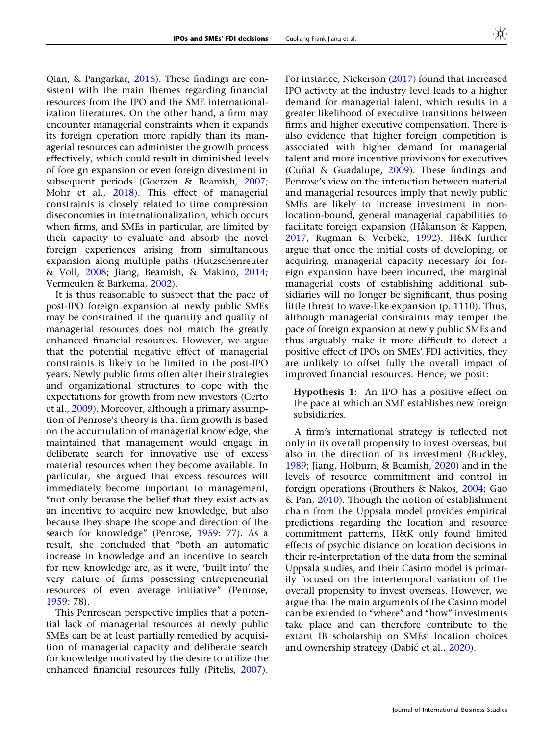Qian, & Pangarkar, 2016). These findings are consistent with the main themes regarding financial resources from the IPO and the SME internationalization literatures. On the other hand, a firm may encounter managerial constraints when it expands its foreign operation more rapidly than its managerial resources can administer the growth process effectively, which could result in diminished levels of foreign expansion or even foreign divestment in subsequent periods (Goerzen & Beamish, 2007; Mohr et al., 2018). This effect of managerial constraints is closely related to time compression diseconomies in internationalization, which occurs when firms, and SMEs in particular, are limited by their capacity to evaluate and absorb the novel foreign experiences arising from simultaneous expansion along multiple paths (Hutzschenreuter & Voll, 2008; Jiang, Beamish, & Makino, 2014; Vermeulen & Barkema, 2002).

It is thus reasonable to suspect that the pace of post-IPO foreign expansion at newly public SMEs may be constrained if the quantity and quality of managerial resources does not match the greatly enhanced financial resources. However, we argue that the potential negative effect of managerial constraints is likely to be limited in the post-IPO years. Newly public firms often alter their strategies and organizational structures to cope with the expectations for growth from new investors (Certo et al., 2009). Moreover, although a primary assumption of Penrose's theory is that firm growth is based on the accumulation of managerial knowledge, she maintained that management would engage in deliberate search for innovative use of excess material resources when they become available. In particular, she argued that excess resources will immediately become important to management, "not only because the belief that they exist acts as an incentive to acquire new knowledge, but also because they shape the scope and direction of the search for knowledge" (Penrose, 1959: 77). As a result, she concluded that "both an automatic increase in knowledge and an incentive to search for new knowledge are, as it were, 'built into' the very nature of firms possessing entrepreneurial resources of even average initiative" (Penrose, 1959: 78).

This Penrosean perspective implies that a potential lack of managerial resources at newly public SMEs can be at least partially remedied by acquisition of managerial capacity and deliberate search for knowledge motivated by the desire to utilize the enhanced financial resources fully (Pitelis, 2007). For instance, Nickerson (2017) found that increased IPO activity at the industry level leads to a higher demand for managerial talent, which results in a greater likelihood of executive transitions between firms and higher executive compensation. There is also evidence that higher foreign competition is associated with higher demand for managerial talent and more incentive provisions for executives (Cuñat & Guadalupe, 2009). These findings and Penrose's view on the interaction between material and managerial resources imply that newly public SMEs are likely to increase investment in non-location-bound, general managerial capabilities to facilitate foreign expansion (Håkanson & Kappen, 2017; Rugman & Verbeke, 1992). H&K further argue that once the initial costs of developing, or acquiring, managerial capacity necessary for foreign expansion have been incurred, the marginal managerial costs of establishing additional subsidiaries will no longer be significant, thus posing little threat to wave-like expansion (p. 1110). Thus, although managerial constraints may temper the pace of foreign expansion at newly public SMEs and thus arguably make it more difficult to detect a positive effect of IPOs on SMEs' FDI activities, they are unlikely to offset fully the overall impact of improved financial resources. Hence, we posit:

> **Hypothesis 1:** An IPO has a positive effect on the pace at which an SME establishes new foreign subsidiaries.

A firm's international strategy is reflected not only in its overall propensity to invest overseas, but also in the direction of its investment (Buckley, 1989; Jiang, Holburn, & Beamish, 2020) and in the levels of resource commitment and control in foreign operations (Brouthers & Nakos, 2004; Gao & Pan, 2010). Though the notion of establishment chain from the Uppsala model provides empirical predictions regarding the location and resource commitment patterns, H&K only found limited effects of psychic distance on location decisions in their re-interpretation of the data from the seminal Uppsala studies, and their Casino model is primarily focused on the intertemporal variation of the overall propensity to invest overseas. However, we argue that the main arguments of the Casino model can be extended to "where" and "how" investments take place and can therefore contribute to the extant IB scholarship on SMEs' location choices and ownership strategy (Dabić et al., 2020).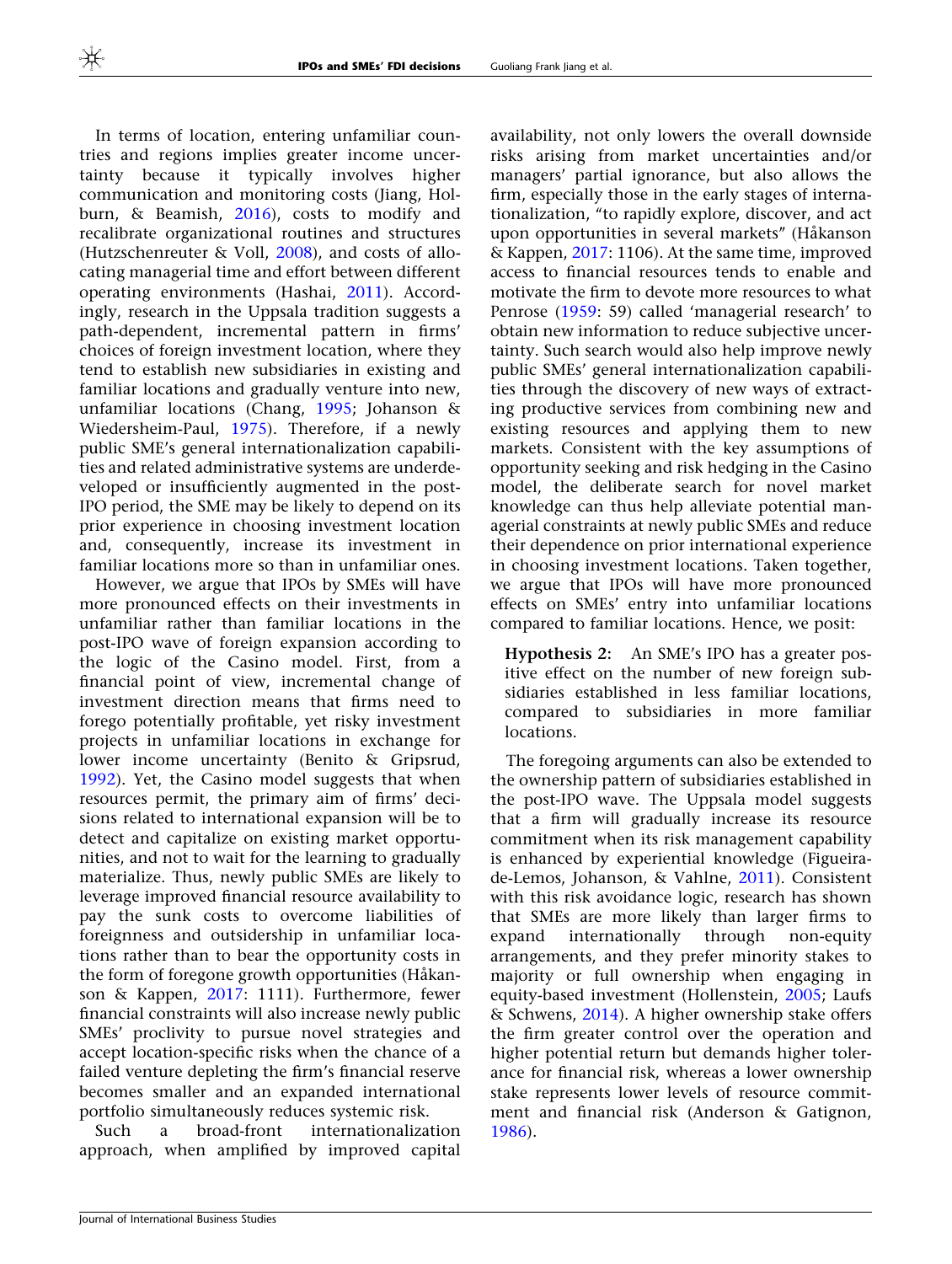In terms of location, entering unfamiliar countries and regions implies greater income uncertainty because it typically involves higher communication and monitoring costs (Jiang, Holburn, & Beamish, 2016), costs to modify and recalibrate organizational routines and structures (Hutzschenreuter & Voll, 2008), and costs of allocating managerial time and effort between different operating environments (Hashai, 2011). Accordingly, research in the Uppsala tradition suggests a path-dependent, incremental pattern in firms' choices of foreign investment location, where they tend to establish new subsidiaries in existing and familiar locations and gradually venture into new, unfamiliar locations (Chang, 1995; Johanson & Wiedersheim-Paul, 1975). Therefore, if a newly public SME's general internationalization capabilities and related administrative systems are underdeveloped or insufficiently augmented in the post-IPO period, the SME may be likely to depend on its prior experience in choosing investment location and, consequently, increase its investment in familiar locations more so than in unfamiliar ones.

However, we argue that IPOs by SMEs will have more pronounced effects on their investments in unfamiliar rather than familiar locations in the post-IPO wave of foreign expansion according to the logic of the Casino model. First, from a financial point of view, incremental change of investment direction means that firms need to forego potentially profitable, yet risky investment projects in unfamiliar locations in exchange for lower income uncertainty (Benito & Gripsrud, 1992). Yet, the Casino model suggests that when resources permit, the primary aim of firms' decisions related to international expansion will be to detect and capitalize on existing market opportunities, and not to wait for the learning to gradually materialize. Thus, newly public SMEs are likely to leverage improved financial resource availability to pay the sunk costs to overcome liabilities of foreignness and outsidership in unfamiliar locations rather than to bear the opportunity costs in the form of foregone growth opportunities (Håkanson & Kappen, 2017: 1111). Furthermore, fewer financial constraints will also increase newly public SMEs' proclivity to pursue novel strategies and accept location-specific risks when the chance of a failed venture depleting the firm's financial reserve becomes smaller and an expanded international portfolio simultaneously reduces systemic risk.

Such a broad-front internationalization approach, when amplified by improved capital availability, not only lowers the overall downside risks arising from market uncertainties and/or managers' partial ignorance, but also allows the firm, especially those in the early stages of internationalization, "to rapidly explore, discover, and act upon opportunities in several markets" (Håkanson & Kappen, 2017: 1106). At the same time, improved access to financial resources tends to enable and motivate the firm to devote more resources to what Penrose (1959: 59) called 'managerial research' to obtain new information to reduce subjective uncertainty. Such search would also help improve newly public SMEs' general internationalization capabilities through the discovery of new ways of extracting productive services from combining new and existing resources and applying them to new markets. Consistent with the key assumptions of opportunity seeking and risk hedging in the Casino model, the deliberate search for novel market knowledge can thus help alleviate potential managerial constraints at newly public SMEs and reduce their dependence on prior international experience in choosing investment locations. Taken together, we argue that IPOs will have more pronounced effects on SMEs' entry into unfamiliar locations compared to familiar locations. Hence, we posit:

> **Hypothesis 2:** An SME's IPO has a greater positive effect on the number of new foreign subsidiaries established in less familiar locations, compared to subsidiaries in more familiar locations.

The foregoing arguments can also be extended to the ownership pattern of subsidiaries established in the post-IPO wave. The Uppsala model suggests that a firm will gradually increase its resource commitment when its risk management capability is enhanced by experiential knowledge (Figueira-de-Lemos, Johanson, & Vahlne, 2011). Consistent with this risk avoidance logic, research has shown that SMEs are more likely than larger firms to expand internationally through non-equity arrangements, and they prefer minority stakes to majority or full ownership when engaging in equity-based investment (Hollenstein, 2005; Laufs & Schwens, 2014). A higher ownership stake offers the firm greater control over the operation and higher potential return but demands higher tolerance for financial risk, whereas a lower ownership stake represents lower levels of resource commitment and financial risk (Anderson & Gatignon, 1986).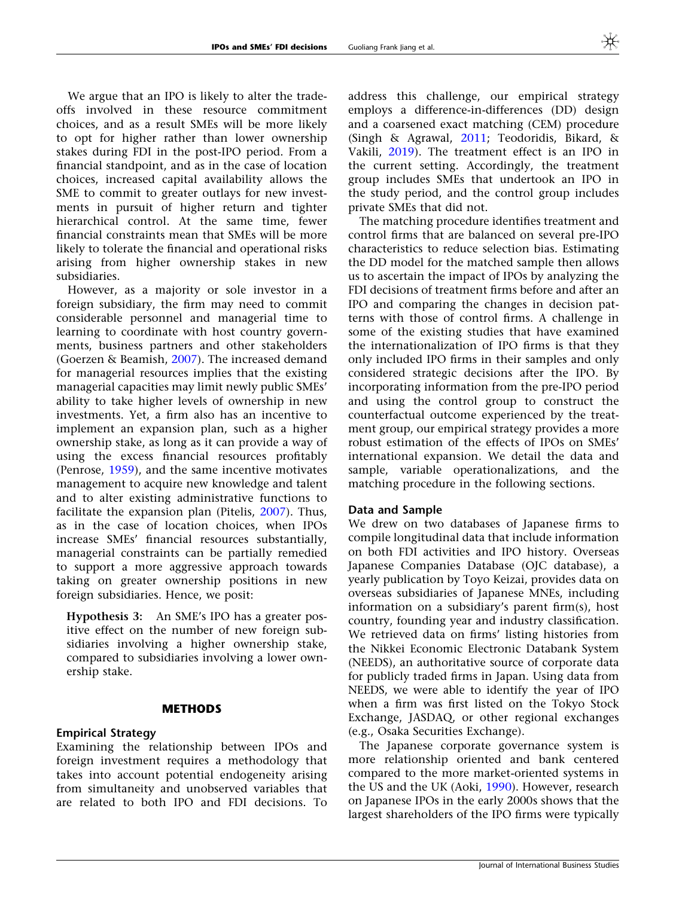We argue that an IPO is likely to alter the trade-offs involved in these resource commitment choices, and as a result SMEs will be more likely to opt for higher rather than lower ownership stakes during FDI in the post-IPO period. From a financial standpoint, and as in the case of location choices, increased capital availability allows the SME to commit to greater outlays for new investments in pursuit of higher return and tighter hierarchical control. At the same time, fewer financial constraints mean that SMEs will be more likely to tolerate the financial and operational risks arising from higher ownership stakes in new subsidiaries.

However, as a majority or sole investor in a foreign subsidiary, the firm may need to commit considerable personnel and managerial time to learning to coordinate with host country governments, business partners and other stakeholders (Goerzen & Beamish, 2007). The increased demand for managerial resources implies that the existing managerial capacities may limit newly public SMEs' ability to take higher levels of ownership in new investments. Yet, a firm also has an incentive to implement an expansion plan, such as a higher ownership stake, as long as it can provide a way of using the excess financial resources profitably (Penrose, 1959), and the same incentive motivates management to acquire new knowledge and talent and to alter existing administrative functions to facilitate the expansion plan (Pitelis, 2007). Thus, as in the case of location choices, when IPOs increase SMEs' financial resources substantially, managerial constraints can be partially remedied to support a more aggressive approach towards taking on greater ownership positions in new foreign subsidiaries. Hence, we posit:

**Hypothesis 3:** An SME's IPO has a greater positive effect on the number of new foreign subsidiaries involving a higher ownership stake, compared to subsidiaries involving a lower ownership stake.

## METHODS

### Empirical Strategy

Examining the relationship between IPOs and foreign investment requires a methodology that takes into account potential endogeneity arising from simultaneity and unobserved variables that are related to both IPO and FDI decisions. To address this challenge, our empirical strategy employs a difference-in-differences (DD) design and a coarsened exact matching (CEM) procedure (Singh & Agrawal, 2011; Teodoridis, Bikard, & Vakili, 2019). The treatment effect is an IPO in the current setting. Accordingly, the treatment group includes SMEs that undertook an IPO in the study period, and the control group includes private SMEs that did not.

The matching procedure identifies treatment and control firms that are balanced on several pre-IPO characteristics to reduce selection bias. Estimating the DD model for the matched sample then allows us to ascertain the impact of IPOs by analyzing the FDI decisions of treatment firms before and after an IPO and comparing the changes in decision patterns with those of control firms. A challenge in some of the existing studies that have examined the internationalization of IPO firms is that they only included IPO firms in their samples and only considered strategic decisions after the IPO. By incorporating information from the pre-IPO period and using the control group to construct the counterfactual outcome experienced by the treatment group, our empirical strategy provides a more robust estimation of the effects of IPOs on SMEs' international expansion. We detail the data and sample, variable operationalizations, and the matching procedure in the following sections.

### Data and Sample

We drew on two databases of Japanese firms to compile longitudinal data that include information on both FDI activities and IPO history. Overseas Japanese Companies Database (OJC database), a yearly publication by Toyo Keizai, provides data on overseas subsidiaries of Japanese MNEs, including information on a subsidiary's parent firm(s), host country, founding year and industry classification. We retrieved data on firms' listing histories from the Nikkei Economic Electronic Databank System (NEEDS), an authoritative source of corporate data for publicly traded firms in Japan. Using data from NEEDS, we were able to identify the year of IPO when a firm was first listed on the Tokyo Stock Exchange, JASDAQ, or other regional exchanges (e.g., Osaka Securities Exchange).

The Japanese corporate governance system is more relationship oriented and bank centered compared to the more market-oriented systems in the US and the UK (Aoki, 1990). However, research on Japanese IPOs in the early 2000s shows that the largest shareholders of the IPO firms were typically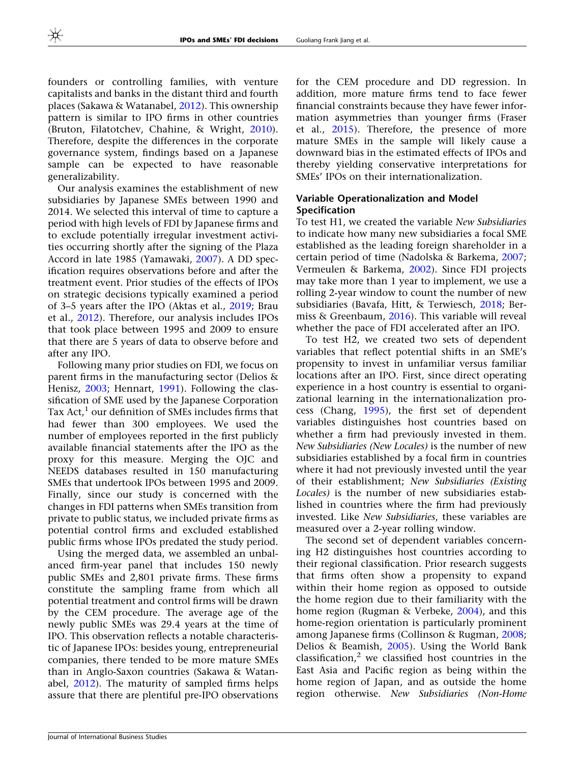founders or controlling families, with venture capitalists and banks in the distant third and fourth places (Sakawa & Watanabel, 2012). This ownership pattern is similar to IPO firms in other countries (Bruton, Filatotchev, Chahine, & Wright, 2010). Therefore, despite the differences in the corporate governance system, findings based on a Japanese sample can be expected to have reasonable generalizability.

Our analysis examines the establishment of new subsidiaries by Japanese SMEs between 1990 and 2014. We selected this interval of time to capture a period with high levels of FDI by Japanese firms and to exclude potentially irregular investment activities occurring shortly after the signing of the Plaza Accord in late 1985 (Yamawaki, 2007). A DD specification requires observations before and after the treatment event. Prior studies of the effects of IPOs on strategic decisions typically examined a period of 3–5 years after the IPO (Aktas et al., 2019; Brau et al., 2012). Therefore, our analysis includes IPOs that took place between 1995 and 2009 to ensure that there are 5 years of data to observe before and after any IPO.

Following many prior studies on FDI, we focus on parent firms in the manufacturing sector (Delios & Henisz, 2003; Hennart, 1991). Following the classification of SME used by the Japanese Corporation Tax Act,[1] our definition of SMEs includes firms that had fewer than 300 employees. We used the number of employees reported in the first publicly available financial statements after the IPO as the proxy for this measure. Merging the OJC and NEEDS databases resulted in 150 manufacturing SMEs that undertook IPOs between 1995 and 2009. Finally, since our study is concerned with the changes in FDI patterns when SMEs transition from private to public status, we included private firms as potential control firms and excluded established public firms whose IPOs predated the study period.

Using the merged data, we assembled an unbalanced firm-year panel that includes 150 newly public SMEs and 2,801 private firms. These firms constitute the sampling frame from which all potential treatment and control firms will be drawn by the CEM procedure. The average age of the newly public SMEs was 29.4 years at the time of IPO. This observation reflects a notable characteristic of Japanese IPOs: besides young, entrepreneurial companies, there tended to be more mature SMEs than in Anglo-Saxon countries (Sakawa & Watanabel, 2012). The maturity of sampled firms helps assure that there are plentiful pre-IPO observations for the CEM procedure and DD regression. In addition, more mature firms tend to face fewer financial constraints because they have fewer information asymmetries than younger firms (Fraser et al., 2015). Therefore, the presence of more mature SMEs in the sample will likely cause a downward bias in the estimated effects of IPOs and thereby yielding conservative interpretations for SMEs' IPOs on their internationalization.

### Variable Operationalization and Model Specification

To test H1, we created the variable *New Subsidiaries* to indicate how many new subsidiaries a focal SME established as the leading foreign shareholder in a certain period of time (Nadolska & Barkema, 2007; Vermeulen & Barkema, 2002). Since FDI projects may take more than 1 year to implement, we use a rolling 2-year window to count the number of new subsidiaries (Bavafa, Hitt, & Terwiesch, 2018; Bermiss & Greenbaum, 2016). This variable will reveal whether the pace of FDI accelerated after an IPO.

To test H2, we created two sets of dependent variables that reflect potential shifts in an SME's propensity to invest in unfamiliar versus familiar locations after an IPO. First, since direct operating experience in a host country is essential to organizational learning in the internationalization process (Chang, 1995), the first set of dependent variables distinguishes host countries based on whether a firm had previously invested in them. *New Subsidiaries (New Locales)* is the number of new subsidiaries established by a focal firm in countries where it had not previously invested until the year of their establishment; *New Subsidiaries (Existing Locales)* is the number of new subsidiaries established in countries where the firm had previously invested. Like *New Subsidiaries*, these variables are measured over a 2-year rolling window.

The second set of dependent variables concerning H2 distinguishes host countries according to their regional classification. Prior research suggests that firms often show a propensity to expand within their home region as opposed to outside the home region due to their familiarity with the home region (Rugman & Verbeke, 2004), and this home-region orientation is particularly prominent among Japanese firms (Collinson & Rugman, 2008; Delios & Beamish, 2005). Using the World Bank classification,[2] we classified host countries in the East Asia and Pacific region as being within the home region of Japan, and as outside the home region otherwise. *New Subsidiaries (Non-Home*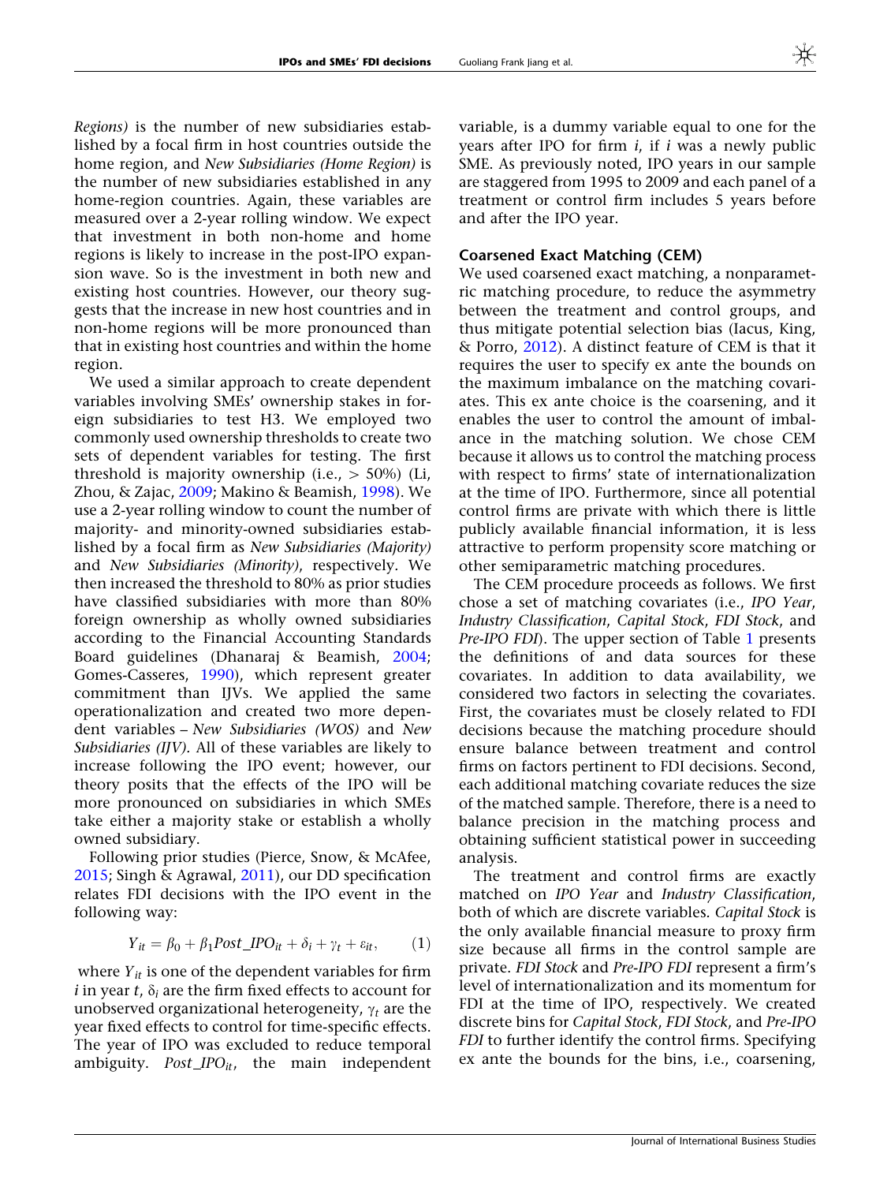*Regions)* is the number of new subsidiaries established by a focal firm in host countries outside the home region, and *New Subsidiaries (Home Region)* is the number of new subsidiaries established in any home-region countries. Again, these variables are measured over a 2-year rolling window. We expect that investment in both non-home and home regions is likely to increase in the post-IPO expansion wave. So is the investment in both new and existing host countries. However, our theory suggests that the increase in new host countries and in non-home regions will be more pronounced than that in existing host countries and within the home region.

We used a similar approach to create dependent variables involving SMEs' ownership stakes in foreign subsidiaries to test H3. We employed two commonly used ownership thresholds to create two sets of dependent variables for testing. The first threshold is majority ownership (i.e., > 50%) (Li, Zhou, & Zajac, 2009; Makino & Beamish, 1998). We use a 2-year rolling window to count the number of majority- and minority-owned subsidiaries established by a focal firm as *New Subsidiaries (Majority)* and *New Subsidiaries (Minority)*, respectively. We then increased the threshold to 80% as prior studies have classified subsidiaries with more than 80% foreign ownership as wholly owned subsidiaries according to the Financial Accounting Standards Board guidelines (Dhanaraj & Beamish, 2004; Gomes-Casseres, 1990), which represent greater commitment than IJVs. We applied the same operationalization and created two more dependent variables – *New Subsidiaries (WOS)* and *New Subsidiaries (IJV)*. All of these variables are likely to increase following the IPO event; however, our theory posits that the effects of the IPO will be more pronounced on subsidiaries in which SMEs take either a majority stake or establish a wholly owned subsidiary.

Following prior studies (Pierce, Snow, & McAfee, 2015; Singh & Agrawal, 2011), our DD specification relates FDI decisions with the IPO event in the following way:

$$Y_{it} = \beta_0 + \beta_1 Post\_IPO_{it} + \delta_i + \gamma_t + \varepsilon_{it}, \qquad (1)$$

where $Y_{it}$ is one of the dependent variables for firm $i$ in year $t$, $\delta_i$ are the firm fixed effects to account for unobserved organizational heterogeneity, $\gamma_t$ are the year fixed effects to control for time-specific effects. The year of IPO was excluded to reduce temporal ambiguity. $Post\_IPO_{it}$, the main independent variable, is a dummy variable equal to one for the years after IPO for firm $i$, if $i$ was a newly public SME. As previously noted, IPO years in our sample are staggered from 1995 to 2009 and each panel of a treatment or control firm includes 5 years before and after the IPO year.

### Coarsened Exact Matching (CEM)

We used coarsened exact matching, a nonparametric matching procedure, to reduce the asymmetry between the treatment and control groups, and thus mitigate potential selection bias (Iacus, King, & Porro, 2012). A distinct feature of CEM is that it requires the user to specify ex ante the bounds on the maximum imbalance on the matching covariates. This ex ante choice is the coarsening, and it enables the user to control the amount of imbalance in the matching solution. We chose CEM because it allows us to control the matching process with respect to firms' state of internationalization at the time of IPO. Furthermore, since all potential control firms are private with which there is little publicly available financial information, it is less attractive to perform propensity score matching or other semiparametric matching procedures.

The CEM procedure proceeds as follows. We first chose a set of matching covariates (i.e., *IPO Year*, *Industry Classification*, *Capital Stock*, *FDI Stock*, and *Pre-IPO FDI*). The upper section of Table 1 presents the definitions of and data sources for these covariates. In addition to data availability, we considered two factors in selecting the covariates. First, the covariates must be closely related to FDI decisions because the matching procedure should ensure balance between treatment and control firms on factors pertinent to FDI decisions. Second, each additional matching covariate reduces the size of the matched sample. Therefore, there is a need to balance precision in the matching process and obtaining sufficient statistical power in succeeding analysis.

The treatment and control firms are exactly matched on *IPO Year* and *Industry Classification*, both of which are discrete variables. *Capital Stock* is the only available financial measure to proxy firm size because all firms in the control sample are private. *FDI Stock* and *Pre-IPO FDI* represent a firm's level of internationalization and its momentum for FDI at the time of IPO, respectively. We created discrete bins for *Capital Stock*, *FDI Stock*, and *Pre-IPO FDI* to further identify the control firms. Specifying ex ante the bounds for the bins, i.e., coarsening,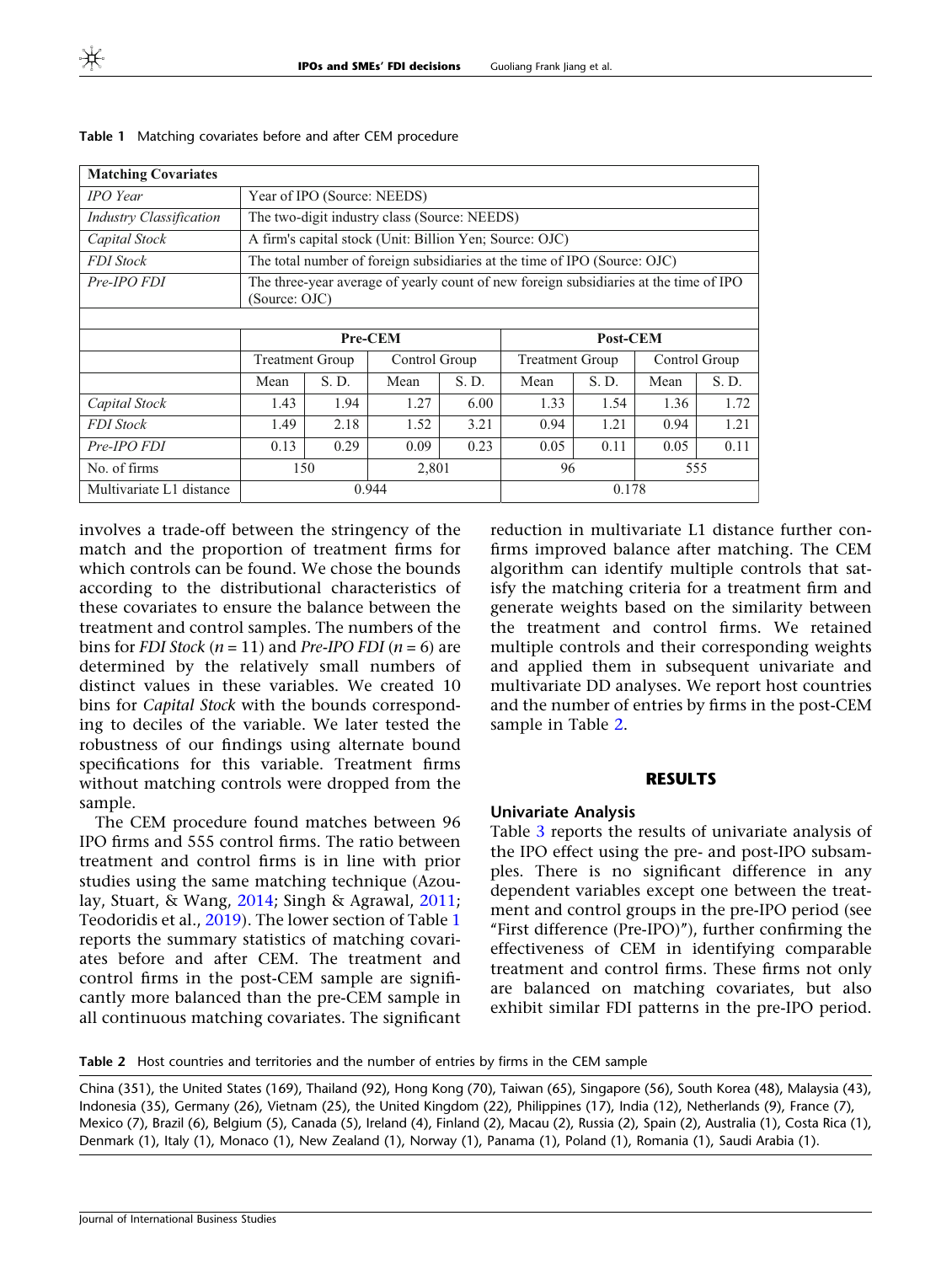**Table 1** Matching covariates before and after CEM procedure

| **Matching Covariates** | | | | | | | | |
|---|---|---|---|---|---|---|---|---|
| *IPO Year* | Year of IPO (Source: NEEDS) | | | | | | | |
| *Industry Classification* | The two-digit industry class (Source: NEEDS) | | | | | | | |
| *Capital Stock* | A firm's capital stock (Unit: Billion Yen; Source: OJC) | | | | | | | |
| *FDI Stock* | The total number of foreign subsidiaries at the time of IPO (Source: OJC) | | | | | | | |
| *Pre-IPO FDI* | The three-year average of yearly count of new foreign subsidiaries at the time of IPO (Source: OJC) | | | | | | | |
| | **Pre-CEM** | | | | **Post-CEM** | | | |
| | Treatment Group | | Control Group | | Treatment Group | | Control Group | |
| | Mean | S. D. | Mean | S. D. | Mean | S. D. | Mean | S. D. |
| *Capital Stock* | 1.43 | 1.94 | 1.27 | 6.00 | 1.33 | 1.54 | 1.36 | 1.72 |
| *FDI Stock* | 1.49 | 2.18 | 1.52 | 3.21 | 0.94 | 1.21 | 0.94 | 1.21 |
| *Pre-IPO FDI* | 0.13 | 0.29 | 0.09 | 0.23 | 0.05 | 0.11 | 0.05 | 0.11 |
| No. of firms | 150 | | 2,801 | | 96 | | 555 | |
| Multivariate L1 distance | 0.944 | | | | 0.178 | | | |

involves a trade-off between the stringency of the match and the proportion of treatment firms for which controls can be found. We chose the bounds according to the distributional characteristics of these covariates to ensure the balance between the treatment and control samples. The numbers of the bins for *FDI Stock* ($n = 11$) and *Pre-IPO FDI* ($n = 6$) are determined by the relatively small numbers of distinct values in these variables. We created 10 bins for *Capital Stock* with the bounds corresponding to deciles of the variable. We later tested the robustness of our findings using alternate bound specifications for this variable. Treatment firms without matching controls were dropped from the sample.

The CEM procedure found matches between 96 IPO firms and 555 control firms. The ratio between treatment and control firms is in line with prior studies using the same matching technique (Azoulay, Stuart, & Wang, 2014; Singh & Agrawal, 2011; Teodoridis et al., 2019). The lower section of Table 1 reports the summary statistics of matching covariates before and after CEM. The treatment and control firms in the post-CEM sample are significantly more balanced than the pre-CEM sample in all continuous matching covariates. The significant reduction in multivariate L1 distance further confirms improved balance after matching. The CEM algorithm can identify multiple controls that satisfy the matching criteria for a treatment firm and generate weights based on the similarity between the treatment and control firms. We retained multiple controls and their corresponding weights and applied them in subsequent univariate and multivariate DD analyses. We report host countries and the number of entries by firms in the post-CEM sample in Table 2.

## RESULTS

### Univariate Analysis

Table 3 reports the results of univariate analysis of the IPO effect using the pre- and post-IPO subsamples. There is no significant difference in any dependent variables except one between the treatment and control groups in the pre-IPO period (see "First difference (Pre-IPO)"), further confirming the effectiveness of CEM in identifying comparable treatment and control firms. These firms not only are balanced on matching covariates, but also exhibit similar FDI patterns in the pre-IPO period.

**Table 2** Host countries and territories and the number of entries by firms in the CEM sample

China (351), the United States (169), Thailand (92), Hong Kong (70), Taiwan (65), Singapore (56), South Korea (48), Malaysia (43), Indonesia (35), Germany (26), Vietnam (25), the United Kingdom (22), Philippines (17), India (12), Netherlands (9), France (7), Mexico (7), Brazil (6), Belgium (5), Canada (5), Ireland (4), Finland (2), Macau (2), Russia (2), Spain (2), Australia (1), Costa Rica (1), Denmark (1), Italy (1), Monaco (1), New Zealand (1), Norway (1), Panama (1), Poland (1), Romania (1), Saudi Arabia (1).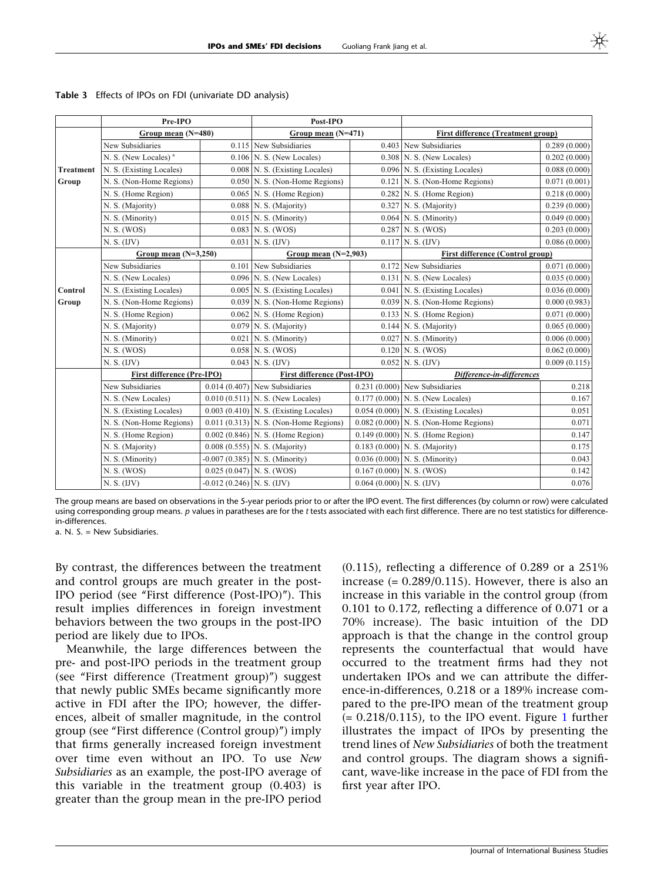**Table 3** Effects of IPOs on FDI (univariate DD analysis)

| | Pre-IPO | | Post-IPO | | | |
|---|---|---|---|---|---|---|
| | Group mean (N=480) | | Group mean (N=471) | | First difference (Treatment group) | |
| **Treatment Group** | New Subsidiaries | 0.115 | New Subsidiaries | 0.403 | New Subsidiaries | 0.289 (0.000) |
| | N. S. (New Locales) [a] | 0.106 | N. S. (New Locales) | 0.308 | N. S. (New Locales) | 0.202 (0.000) |
| | N. S. (Existing Locales) | 0.008 | N. S. (Existing Locales) | 0.096 | N. S. (Existing Locales) | 0.088 (0.000) |
| | N. S. (Non-Home Regions) | 0.050 | N. S. (Non-Home Regions) | 0.121 | N. S. (Non-Home Regions) | 0.071 (0.001) |
| | N. S. (Home Region) | 0.065 | N. S. (Home Region) | 0.282 | N. S. (Home Region) | 0.218 (0.000) |
| | N. S. (Majority) | 0.088 | N. S. (Majority) | 0.327 | N. S. (Majority) | 0.239 (0.000) |
| | N. S. (Minority) | 0.015 | N. S. (Minority) | 0.064 | N. S. (Minority) | 0.049 (0.000) |
| | N. S. (WOS) | 0.083 | N. S. (WOS) | 0.287 | N. S. (WOS) | 0.203 (0.000) |
| | N. S. (IJV) | 0.031 | N. S. (IJV) | 0.117 | N. S. (IJV) | 0.086 (0.000) |
| | Group mean (N=3,250) | | Group mean (N=2,903) | | First difference (Control group) | |
| **Control Group** | New Subsidiaries | 0.101 | New Subsidiaries | 0.172 | New Subsidiaries | 0.071 (0.000) |
| | N. S. (New Locales) | 0.096 | N. S. (New Locales) | 0.131 | N. S. (New Locales) | 0.035 (0.000) |
| | N. S. (Existing Locales) | 0.005 | N. S. (Existing Locales) | 0.041 | N. S. (Existing Locales) | 0.036 (0.000) |
| | N. S. (Non-Home Regions) | 0.039 | N. S. (Non-Home Regions) | 0.039 | N. S. (Non-Home Regions) | 0.000 (0.983) |
| | N. S. (Home Region) | 0.062 | N. S. (Home Region) | 0.133 | N. S. (Home Region) | 0.071 (0.000) |
| | N. S. (Majority) | 0.079 | N. S. (Majority) | 0.144 | N. S. (Majority) | 0.065 (0.000) |
| | N. S. (Minority) | 0.021 | N. S. (Minority) | 0.027 | N. S. (Minority) | 0.006 (0.000) |
| | N. S. (WOS) | 0.058 | N. S. (WOS) | 0.120 | N. S. (WOS) | 0.062 (0.000) |
| | N. S. (IJV) | 0.043 | N. S. (IJV) | 0.052 | N. S. (IJV) | 0.009 (0.115) |
| | First difference (Pre-IPO) | | First difference (Post-IPO) | | *Difference-in-differences* | |
| | New Subsidiaries | 0.014 (0.407) | New Subsidiaries | 0.231 (0.000) | New Subsidiaries | 0.218 |
| | N. S. (New Locales) | 0.010 (0.511) | N. S. (New Locales) | 0.177 (0.000) | N. S. (New Locales) | 0.167 |
| | N. S. (Existing Locales) | 0.003 (0.410) | N. S. (Existing Locales) | 0.054 (0.000) | N. S. (Existing Locales) | 0.051 |
| | N. S. (Non-Home Regions) | 0.011 (0.313) | N. S. (Non-Home Regions) | 0.082 (0.000) | N. S. (Non-Home Regions) | 0.071 |
| | N. S. (Home Region) | 0.002 (0.846) | N. S. (Home Region) | 0.149 (0.000) | N. S. (Home Region) | 0.147 |
| | N. S. (Majority) | 0.008 (0.555) | N. S. (Majority) | 0.183 (0.000) | N. S. (Majority) | 0.175 |
| | N. S. (Minority) | -0.007 (0.385) | N. S. (Minority) | 0.036 (0.000) | N. S. (Minority) | 0.043 |
| | N. S. (WOS) | 0.025 (0.047) | N. S. (WOS) | 0.167 (0.000) | N. S. (WOS) | 0.142 |
| | N. S. (IJV) | -0.012 (0.246) | N. S. (IJV) | 0.064 (0.000) | N. S. (IJV) | 0.076 |

The group means are based on observations in the 5-year periods prior to or after the IPO event. The first differences (by column or row) were calculated using corresponding group means. *p* values in paratheses are for the *t* tests associated with each first difference. There are no test statistics for difference-in-differences.

a. N. S. = New Subsidiaries.

By contrast, the differences between the treatment and control groups are much greater in the post-IPO period (see "First difference (Post-IPO)"). This result implies differences in foreign investment behaviors between the two groups in the post-IPO period are likely due to IPOs.

Meanwhile, the large differences between the pre- and post-IPO periods in the treatment group (see "First difference (Treatment group)") suggest that newly public SMEs became significantly more active in FDI after the IPO; however, the differences, albeit of smaller magnitude, in the control group (see "First difference (Control group)") imply that firms generally increased foreign investment over time even without an IPO. To use *New Subsidiaries* as an example, the post-IPO average of this variable in the treatment group (0.403) is greater than the group mean in the pre-IPO period (0.115), reflecting a difference of 0.289 or a 251% increase (= 0.289/0.115). However, there is also an increase in this variable in the control group (from 0.101 to 0.172, reflecting a difference of 0.071 or a 70% increase). The basic intuition of the DD approach is that the change in the control group represents the counterfactual that would have occurred to the treatment firms had they not undertaken IPOs and we can attribute the difference-in-differences, 0.218 or a 189% increase compared to the pre-IPO mean of the treatment group (= 0.218/0.115), to the IPO event. Figure 1 further illustrates the impact of IPOs by presenting the trend lines of *New Subsidiaries* of both the treatment and control groups. The diagram shows a significant, wave-like increase in the pace of FDI from the first year after IPO.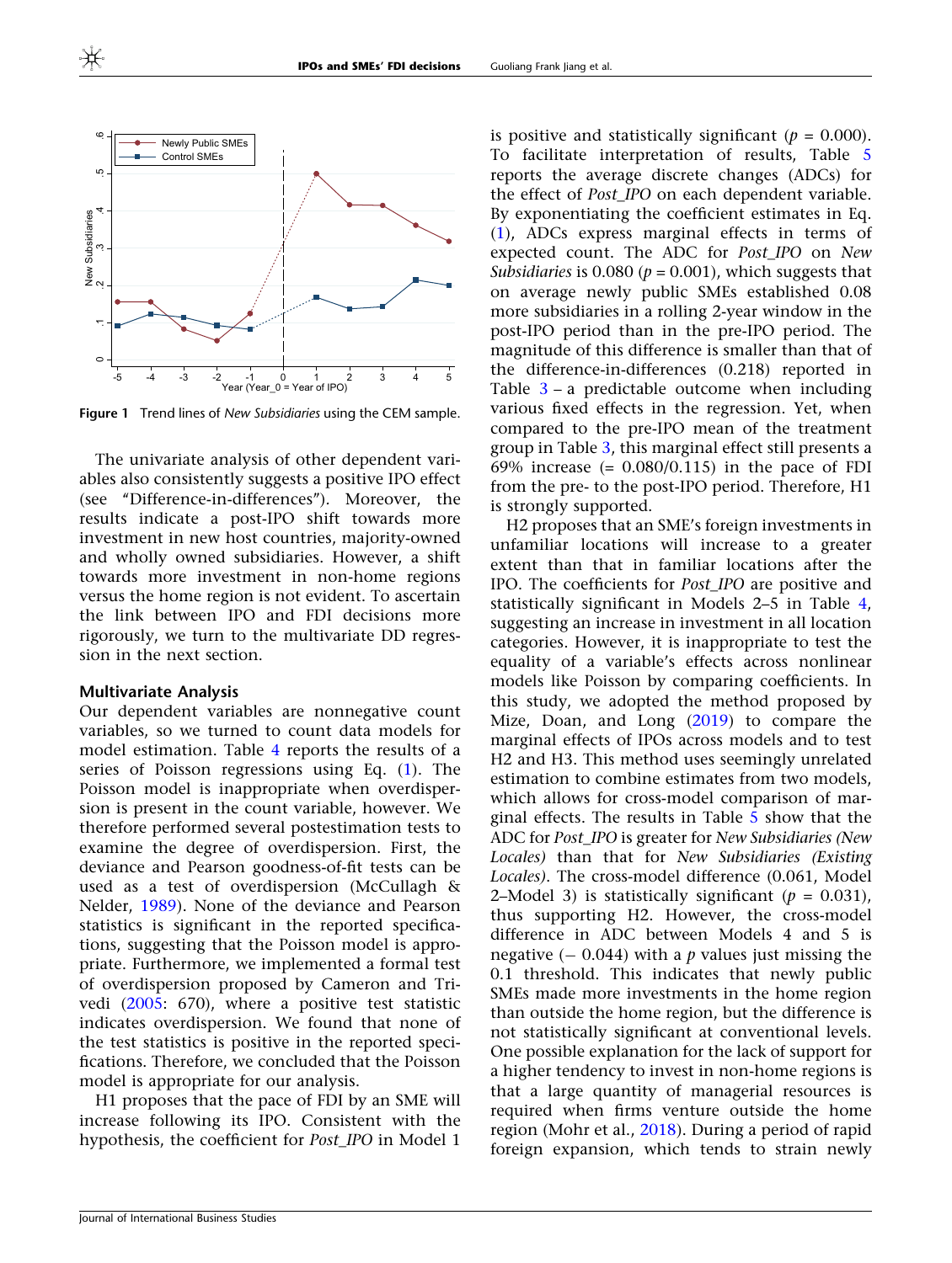Figure 1 Trend lines of *New Subsidiaries* using the CEM sample.

The univariate analysis of other dependent variables also consistently suggests a positive IPO effect (see "Difference-in-differences"). Moreover, the results indicate a post-IPO shift towards more investment in new host countries, majority-owned and wholly owned subsidiaries. However, a shift towards more investment in non-home regions versus the home region is not evident. To ascertain the link between IPO and FDI decisions more rigorously, we turn to the multivariate DD regression in the next section.

### Multivariate Analysis

Our dependent variables are nonnegative count variables, so we turned to count data models for model estimation. Table 4 reports the results of a series of Poisson regressions using Eq. (1). The Poisson model is inappropriate when overdispersion is present in the count variable, however. We therefore performed several postestimation tests to examine the degree of overdispersion. First, the deviance and Pearson goodness-of-fit tests can be used as a test of overdispersion (McCullagh & Nelder, 1989). None of the deviance and Pearson statistics is significant in the reported specifications, suggesting that the Poisson model is appropriate. Furthermore, we implemented a formal test of overdispersion proposed by Cameron and Trivedi (2005: 670), where a positive test statistic indicates overdispersion. We found that none of the test statistics is positive in the reported specifications. Therefore, we concluded that the Poisson model is appropriate for our analysis.

H1 proposes that the pace of FDI by an SME will increase following its IPO. Consistent with the hypothesis, the coefficient for *Post_IPO* in Model 1 is positive and statistically significant ($p$ = 0.000). To facilitate interpretation of results, Table 5 reports the average discrete changes (ADCs) for the effect of *Post_IPO* on each dependent variable. By exponentiating the coefficient estimates in Eq. (1), ADCs express marginal effects in terms of expected count. The ADC for *Post_IPO* on *New Subsidiaries* is 0.080 ($p$ = 0.001), which suggests that on average newly public SMEs established 0.08 more subsidiaries in a rolling 2-year window in the post-IPO period than in the pre-IPO period. The magnitude of this difference is smaller than that of the difference-in-differences (0.218) reported in Table 3 – a predictable outcome when including various fixed effects in the regression. Yet, when compared to the pre-IPO mean of the treatment group in Table 3, this marginal effect still presents a 69% increase (= 0.080/0.115) in the pace of FDI from the pre- to the post-IPO period. Therefore, H1 is strongly supported.

H2 proposes that an SME's foreign investments in unfamiliar locations will increase to a greater extent than that in familiar locations after the IPO. The coefficients for *Post_IPO* are positive and statistically significant in Models 2–5 in Table 4, suggesting an increase in investment in all location categories. However, it is inappropriate to test the equality of a variable's effects across nonlinear models like Poisson by comparing coefficients. In this study, we adopted the method proposed by Mize, Doan, and Long (2019) to compare the marginal effects of IPOs across models and to test H2 and H3. This method uses seemingly unrelated estimation to combine estimates from two models, which allows for cross-model comparison of marginal effects. The results in Table 5 show that the ADC for *Post_IPO* is greater for *New Subsidiaries (New Locales)* than that for *New Subsidiaries (Existing Locales)*. The cross-model difference (0.061, Model 2–Model 3) is statistically significant ($p$ = 0.031), thus supporting H2. However, the cross-model difference in ADC between Models 4 and 5 is negative (− 0.044) with a $p$ values just missing the 0.1 threshold. This indicates that newly public SMEs made more investments in the home region than outside the home region, but the difference is not statistically significant at conventional levels. One possible explanation for the lack of support for a higher tendency to invest in non-home regions is that a large quantity of managerial resources is required when firms venture outside the home region (Mohr et al., 2018). During a period of rapid foreign expansion, which tends to strain newly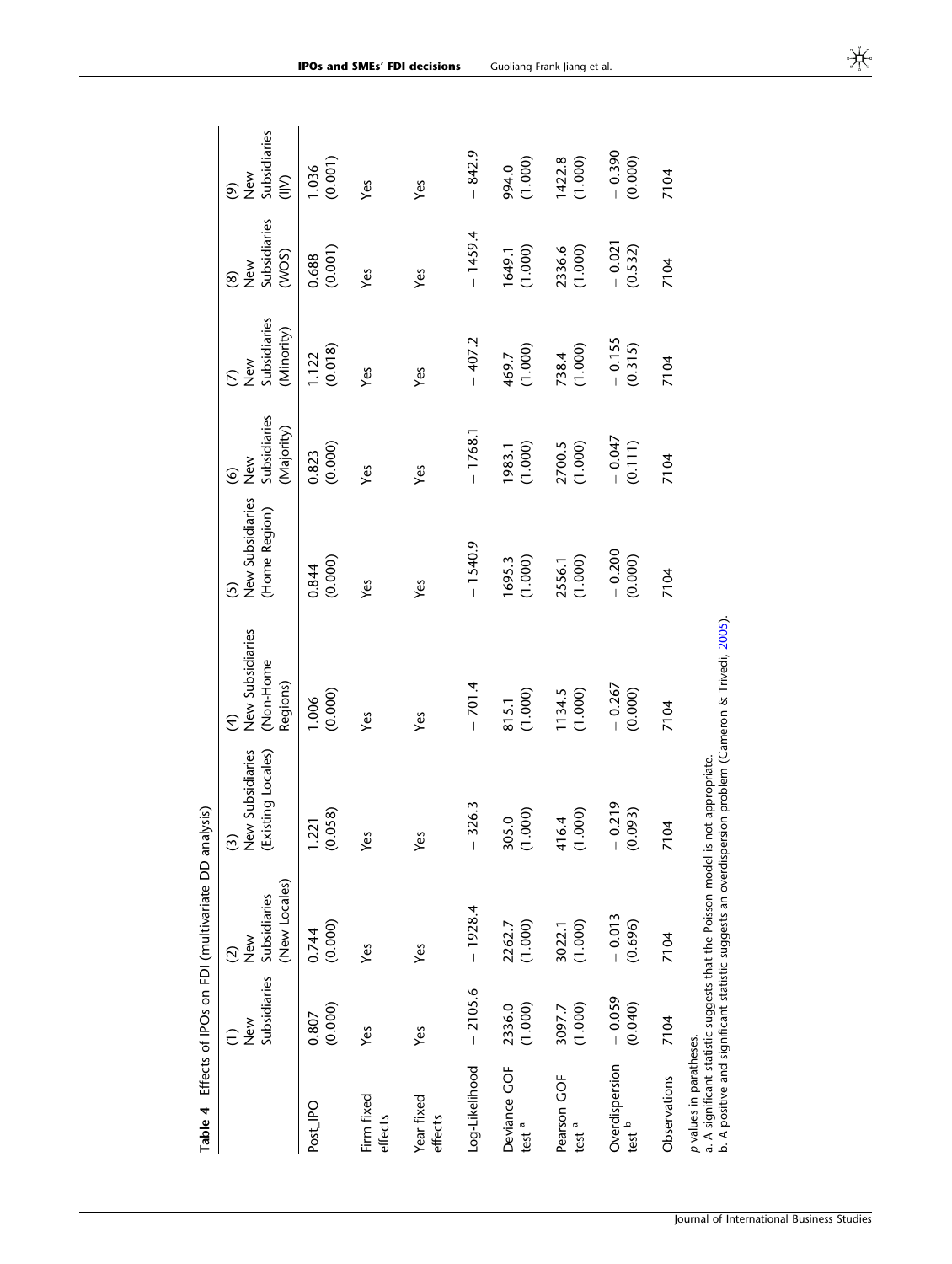**Table 4** Effects of IPOs on FDI (multivariate DD analysis)

| | (1) New Subsidiaries | (2) New Subsidiaries (New Locales) | (3) New Subsidiaries (Existing Locales) | (4) New Subsidiaries (Non-Home Regions) | (5) New Subsidiaries (Home Region) | (6) New Subsidiaries (Majority) | (7) New Subsidiaries (Minority) | (8) New Subsidiaries (WOS) | (9) New Subsidiaries (IJV) |
|---|---|---|---|---|---|---|---|---|---|
| Post_IPO | 0.807 (0.000) | 0.744 (0.000) | 1.221 (0.058) | 1.006 (0.000) | 0.844 (0.000) | 0.823 (0.000) | 1.122 (0.018) | 0.688 (0.001) | 1.036 (0.001) |
| Firm fixed effects | Yes | Yes | Yes | Yes | Yes | Yes | Yes | Yes | Yes |
| Year fixed effects | Yes | Yes | Yes | Yes | Yes | Yes | Yes | Yes | Yes |
| Log-Likelihood | − 2105.6 | − 1928.4 | − 326.3 | − 701.4 | − 1540.9 | − 1768.1 | − 407.2 | − 1459.4 | − 842.9 |
| Deviance GOF test [a] | 2336.0 (1.000) | 2262.7 (1.000) | 305.0 (1.000) | 815.1 (1.000) | 1695.3 (1.000) | 1983.1 (1.000) | 469.7 (1.000) | 1649.1 (1.000) | 994.0 (1.000) |
| Pearson GOF test [a] | 3097.7 (1.000) | 3022.1 (1.000) | 416.4 (1.000) | 1134.5 (1.000) | 2556.1 (1.000) | 2700.5 (1.000) | 738.4 (1.000) | 2336.6 (1.000) | 1422.8 (1.000) |
| Overdispersion test [b] | − 0.059 (0.040) | − 0.013 (0.696) | − 0.219 (0.093) | − 0.267 (0.000) | − 0.200 (0.000) | − 0.047 (0.111) | − 0.155 (0.315) | − 0.021 (0.532) | − 0.390 (0.000) |
| Observations | 7104 | 7104 | 7104 | 7104 | 7104 | 7104 | 7104 | 7104 | 7104 |

*p* values in parentheses.
a. A significant statistic suggests that the Poisson model is not appropriate.
b. A positive and significant statistic suggests an overdispersion problem (Cameron & Trivedi, 2005).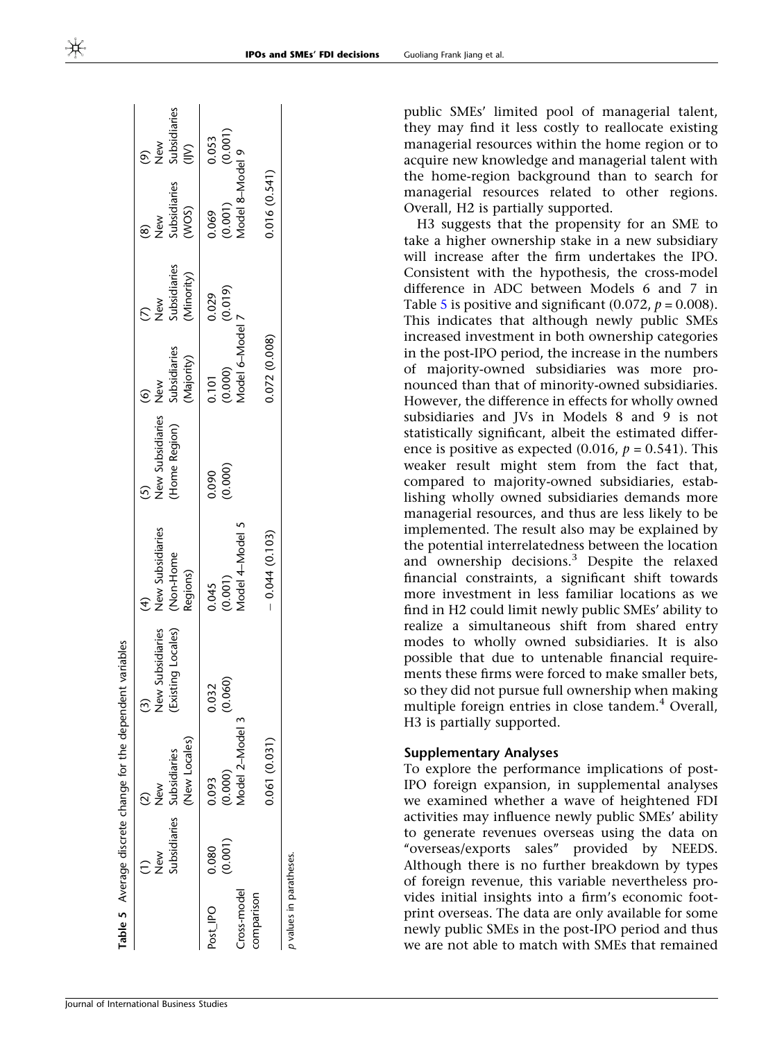**Table 5** Average discrete change for the dependent variables

| | (1) New Subsidiaries | (2) New Subsidiaries (New Locales) | (3) New Subsidiaries (Existing Locales) | (4) New Subsidiaries (Non-Home Regions) | (5) New Subsidiaries (Home Region) | (6) New Subsidiaries (Majority) | (7) New Subsidiaries (Minority) | (8) New Subsidiaries (WOS) | (9) New Subsidiaries (JJV) |
|---|---|---|---|---|---|---|---|---|---|
| Post_IPO | 0.080 (0.001) | 0.093 (0.000) | 0.032 (0.060) | 0.045 (0.001) | 0.090 (0.000) | 0.101 (0.000) | 0.029 (0.019) | 0.069 (0.001) | 0.053 (0.001) |
| Cross-model comparison | | Model 2–Model 3 0.061 (0.031) | | Model 4–Model 5 − 0.044 (0.103) | | Model 6–Model 7 0.072 (0.008) | | Model 8–Model 9 0.016 (0.541) | |

*p* values in parentheses.

public SMEs' limited pool of managerial talent, they may find it less costly to reallocate existing managerial resources within the home region or to acquire new knowledge and managerial talent with the home-region background than to search for managerial resources related to other regions. Overall, H2 is partially supported.

H3 suggests that the propensity for an SME to take a higher ownership stake in a new subsidiary will increase after the firm undertakes the IPO. Consistent with the hypothesis, the cross-model difference in ADC between Models 6 and 7 in Table 5 is positive and significant (0.072, $p = 0.008$). This indicates that although newly public SMEs increased investment in both ownership categories in the post-IPO period, the increase in the numbers of majority-owned subsidiaries was more pronounced than that of minority-owned subsidiaries. However, the difference in effects for wholly owned subsidiaries and JVs in Models 8 and 9 is not statistically significant, albeit the estimated difference is positive as expected (0.016, $p = 0.541$). This weaker result might stem from the fact that, compared to majority-owned subsidiaries, establishing wholly owned subsidiaries demands more managerial resources, and thus are less likely to be implemented. The result also may be explained by the potential interrelatedness between the location and ownership decisions.[3] Despite the relaxed financial constraints, a significant shift towards more investment in less familiar locations as we find in H2 could limit newly public SMEs' ability to realize a simultaneous shift from shared entry modes to wholly owned subsidiaries. It is also possible that due to untenable financial requirements these firms were forced to make smaller bets, so they did not pursue full ownership when making multiple foreign entries in close tandem.[4] Overall, H3 is partially supported.

### Supplementary Analyses

To explore the performance implications of post-IPO foreign expansion, in supplemental analyses we examined whether a wave of heightened FDI activities may influence newly public SMEs' ability to generate revenues overseas using the data on "overseas/exports sales" provided by NEEDS. Although there is no further breakdown by types of foreign revenue, this variable nevertheless provides initial insights into a firm's economic footprint overseas. The data are only available for some newly public SMEs in the post-IPO period and thus we are not able to match with SMEs that remained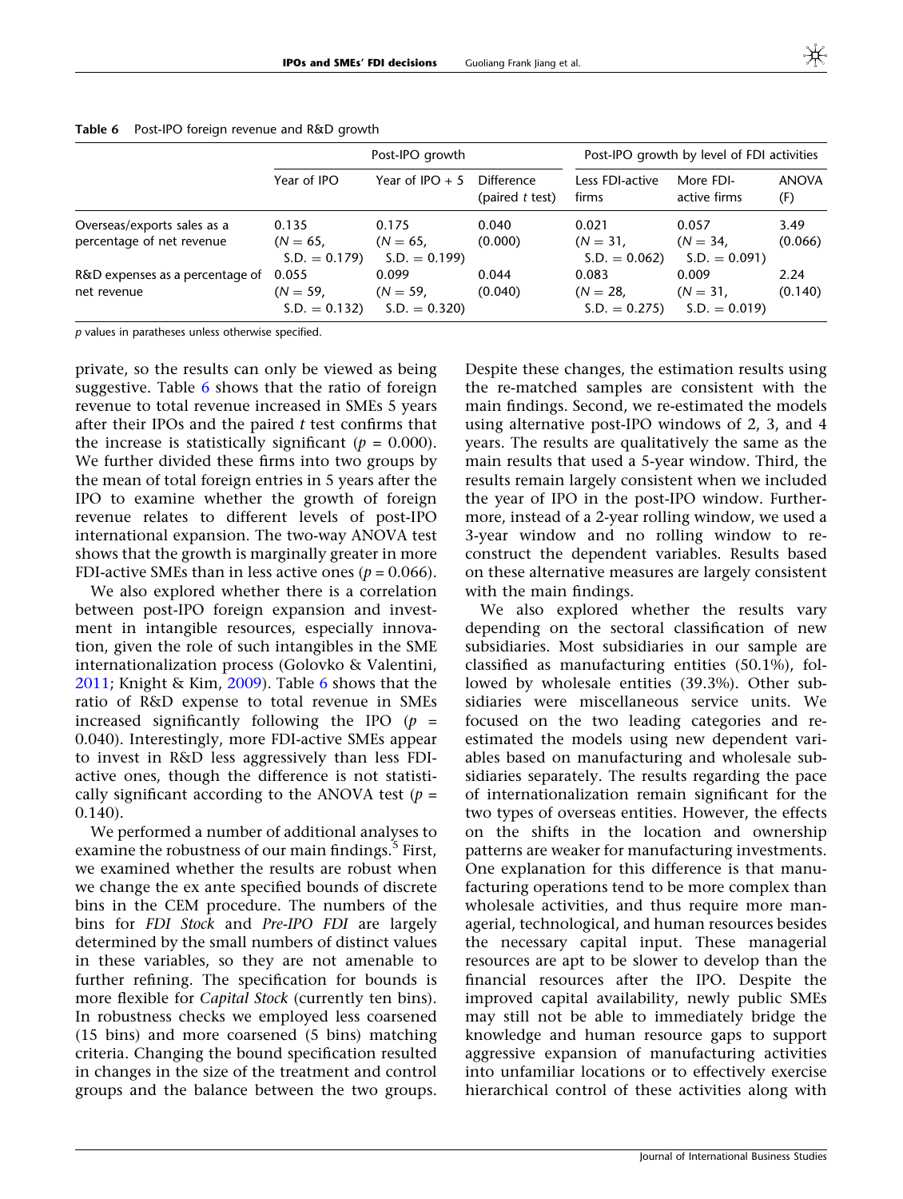**Table 6** Post-IPO foreign revenue and R&D growth

| | Post-IPO growth | | | Post-IPO growth by level of FDI activities | | |
|---|---|---|---|---|---|---|
| | Year of IPO | Year of IPO + 5 | Difference (paired *t* test) | Less FDI-active firms | More FDI-active firms | ANOVA (F) |
| Overseas/exports sales as a percentage of net revenue | 0.135 ($N = 65$, S.D. $= 0.179$) | 0.175 ($N = 65$, S.D. $= 0.199$) | 0.040 (0.000) | 0.021 ($N = 31$, S.D. $= 0.062$) | 0.057 ($N = 34$, S.D. $= 0.091$) | 3.49 (0.066) |
| R&D expenses as a percentage of net revenue | 0.055 ($N = 59$, S.D. $= 0.132$) | 0.099 ($N = 59$, S.D. $= 0.320$) | 0.044 (0.040) | 0.083 ($N = 28$, S.D. $= 0.275$) | 0.009 ($N = 31$, S.D. $= 0.019$) | 2.24 (0.140) |

*p* values in paratheses unless otherwise specified.

private, so the results can only be viewed as being suggestive. Table 6 shows that the ratio of foreign revenue to total revenue increased in SMEs 5 years after their IPOs and the paired *t* test confirms that the increase is statistically significant ($p = 0.000$). We further divided these firms into two groups by the mean of total foreign entries in 5 years after the IPO to examine whether the growth of foreign revenue relates to different levels of post-IPO international expansion. The two-way ANOVA test shows that the growth is marginally greater in more FDI-active SMEs than in less active ones ($p = 0.066$).

We also explored whether there is a correlation between post-IPO foreign expansion and investment in intangible resources, especially innovation, given the role of such intangibles in the SME internationalization process (Golovko & Valentini, 2011; Knight & Kim, 2009). Table 6 shows that the ratio of R&D expense to total revenue in SMEs increased significantly following the IPO ($p = 0.040$). Interestingly, more FDI-active SMEs appear to invest in R&D less aggressively than less FDI-active ones, though the difference is not statistically significant according to the ANOVA test ($p = 0.140$).

We performed a number of additional analyses to examine the robustness of our main findings.[5] First, we examined whether the results are robust when we change the ex ante specified bounds of discrete bins in the CEM procedure. The numbers of the bins for *FDI Stock* and *Pre-IPO FDI* are largely determined by the small numbers of distinct values in these variables, so they are not amenable to further refining. The specification for bounds is more flexible for *Capital Stock* (currently ten bins). In robustness checks we employed less coarsened (15 bins) and more coarsened (5 bins) matching criteria. Changing the bound specification resulted in changes in the size of the treatment and control groups and the balance between the two groups. Despite these changes, the estimation results using the re-matched samples are consistent with the main findings. Second, we re-estimated the models using alternative post-IPO windows of 2, 3, and 4 years. The results are qualitatively the same as the main results that used a 5-year window. Third, the results remain largely consistent when we included the year of IPO in the post-IPO window. Furthermore, instead of a 2-year rolling window, we used a 3-year window and no rolling window to reconstruct the dependent variables. Results based on these alternative measures are largely consistent with the main findings.

We also explored whether the results vary depending on the sectoral classification of new subsidiaries. Most subsidiaries in our sample are classified as manufacturing entities (50.1%), followed by wholesale entities (39.3%). Other subsidiaries were miscellaneous service units. We focused on the two leading categories and re-estimated the models using new dependent variables based on manufacturing and wholesale subsidiaries separately. The results regarding the pace of internationalization remain significant for the two types of overseas entities. However, the effects on the shifts in the location and ownership patterns are weaker for manufacturing investments. One explanation for this difference is that manufacturing operations tend to be more complex than wholesale activities, and thus require more managerial, technological, and human resources besides the necessary capital input. These managerial resources are apt to be slower to develop than the financial resources after the IPO. Despite the improved capital availability, newly public SMEs may still not be able to immediately bridge the knowledge and human resource gaps to support aggressive expansion of manufacturing activities into unfamiliar locations or to effectively exercise hierarchical control of these activities along with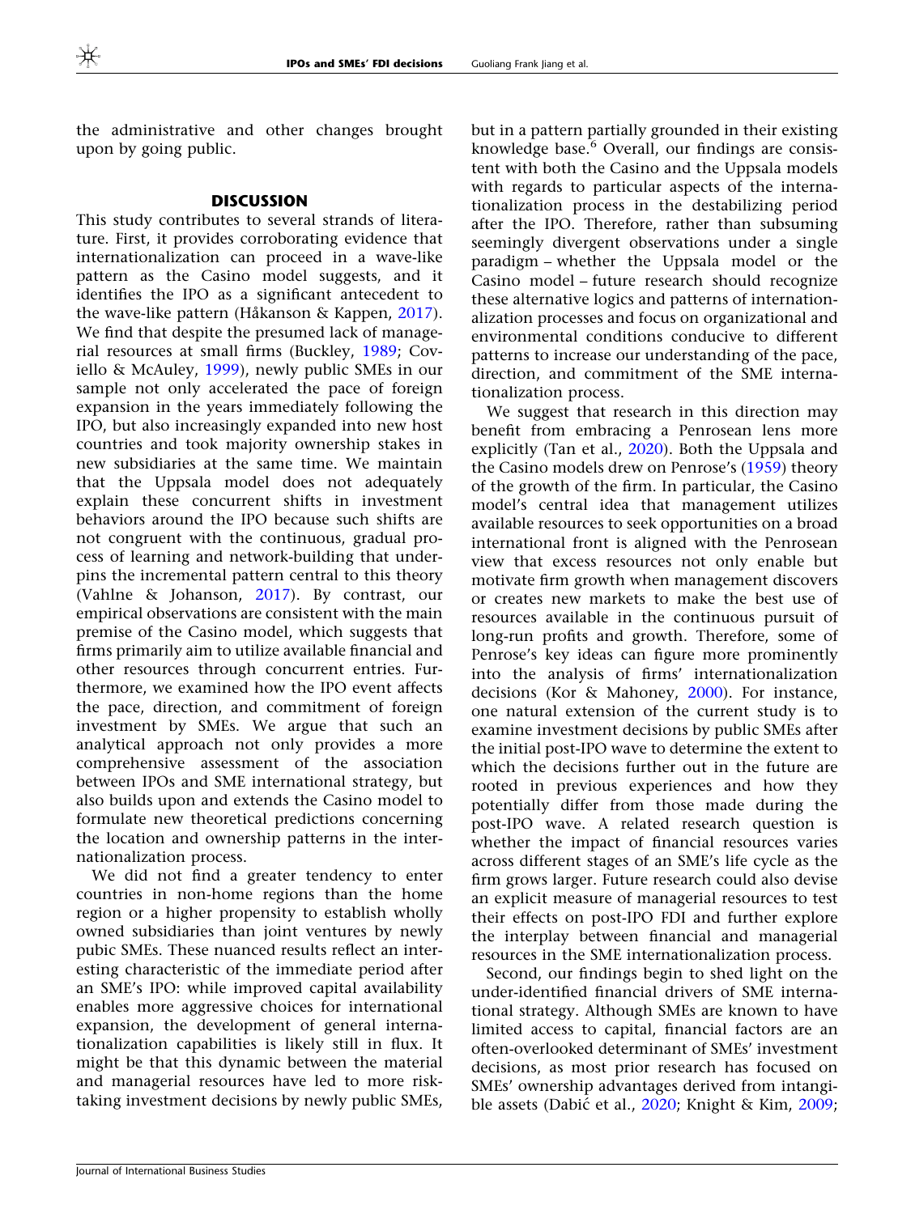the administrative and other changes brought upon by going public.

## DISCUSSION

This study contributes to several strands of literature. First, it provides corroborating evidence that internationalization can proceed in a wave-like pattern as the Casino model suggests, and it identifies the IPO as a significant antecedent to the wave-like pattern (Håkanson & Kappen, 2017). We find that despite the presumed lack of managerial resources at small firms (Buckley, 1989; Coviello & McAuley, 1999), newly public SMEs in our sample not only accelerated the pace of foreign expansion in the years immediately following the IPO, but also increasingly expanded into new host countries and took majority ownership stakes in new subsidiaries at the same time. We maintain that the Uppsala model does not adequately explain these concurrent shifts in investment behaviors around the IPO because such shifts are not congruent with the continuous, gradual process of learning and network-building that underpins the incremental pattern central to this theory (Vahlne & Johanson, 2017). By contrast, our empirical observations are consistent with the main premise of the Casino model, which suggests that firms primarily aim to utilize available financial and other resources through concurrent entries. Furthermore, we examined how the IPO event affects the pace, direction, and commitment of foreign investment by SMEs. We argue that such an analytical approach not only provides a more comprehensive assessment of the association between IPOs and SME international strategy, but also builds upon and extends the Casino model to formulate new theoretical predictions concerning the location and ownership patterns in the internationalization process.

We did not find a greater tendency to enter countries in non-home regions than the home region or a higher propensity to establish wholly owned subsidiaries than joint ventures by newly pubic SMEs. These nuanced results reflect an interesting characteristic of the immediate period after an SME's IPO: while improved capital availability enables more aggressive choices for international expansion, the development of general internationalization capabilities is likely still in flux. It might be that this dynamic between the material and managerial resources have led to more risk-taking investment decisions by newly public SMEs, but in a pattern partially grounded in their existing knowledge base.[6] Overall, our findings are consistent with both the Casino and the Uppsala models with regards to particular aspects of the internationalization process in the destabilizing period after the IPO. Therefore, rather than subsuming seemingly divergent observations under a single paradigm – whether the Uppsala model or the Casino model – future research should recognize these alternative logics and patterns of internationalization processes and focus on organizational and environmental conditions conducive to different patterns to increase our understanding of the pace, direction, and commitment of the SME internationalization process.

We suggest that research in this direction may benefit from embracing a Penrosean lens more explicitly (Tan et al., 2020). Both the Uppsala and the Casino models drew on Penrose's (1959) theory of the growth of the firm. In particular, the Casino model's central idea that management utilizes available resources to seek opportunities on a broad international front is aligned with the Penrosean view that excess resources not only enable but motivate firm growth when management discovers or creates new markets to make the best use of resources available in the continuous pursuit of long-run profits and growth. Therefore, some of Penrose's key ideas can figure more prominently into the analysis of firms' internationalization decisions (Kor & Mahoney, 2000). For instance, one natural extension of the current study is to examine investment decisions by public SMEs after the initial post-IPO wave to determine the extent to which the decisions further out in the future are rooted in previous experiences and how they potentially differ from those made during the post-IPO wave. A related research question is whether the impact of financial resources varies across different stages of an SME's life cycle as the firm grows larger. Future research could also devise an explicit measure of managerial resources to test their effects on post-IPO FDI and further explore the interplay between financial and managerial resources in the SME internationalization process.

Second, our findings begin to shed light on the under-identified financial drivers of SME international strategy. Although SMEs are known to have limited access to capital, financial factors are an often-overlooked determinant of SMEs' investment decisions, as most prior research has focused on SMEs' ownership advantages derived from intangible assets (Dabić et al., 2020; Knight & Kim, 2009;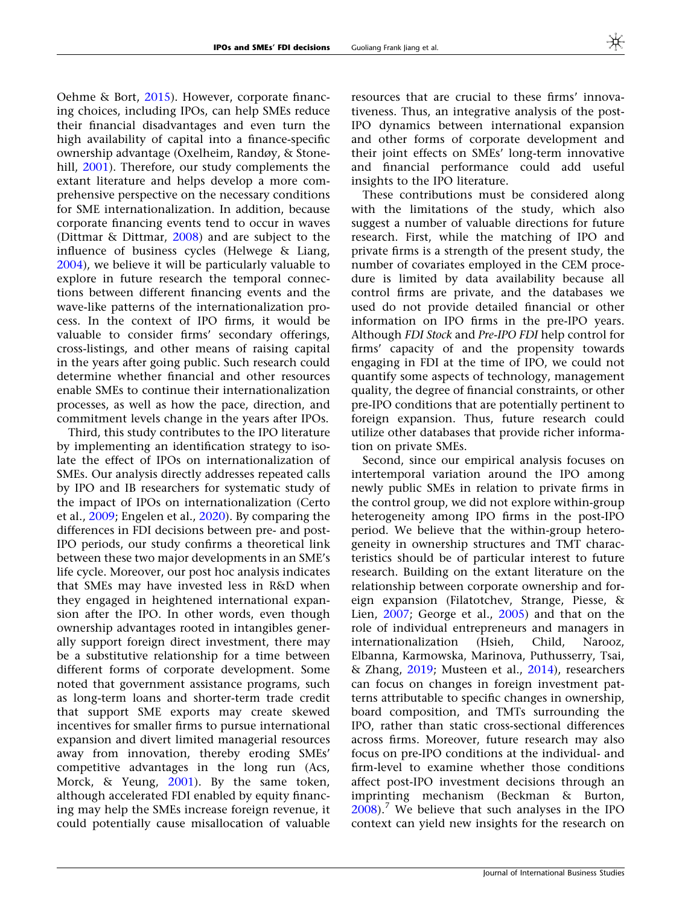Oehme & Bort, 2015). However, corporate financing choices, including IPOs, can help SMEs reduce their financial disadvantages and even turn the high availability of capital into a finance-specific ownership advantage (Oxelheim, Randøy, & Stonehill, 2001). Therefore, our study complements the extant literature and helps develop a more comprehensive perspective on the necessary conditions for SME internationalization. In addition, because corporate financing events tend to occur in waves (Dittmar & Dittmar, 2008) and are subject to the influence of business cycles (Helwege & Liang, 2004), we believe it will be particularly valuable to explore in future research the temporal connections between different financing events and the wave-like patterns of the internationalization process. In the context of IPO firms, it would be valuable to consider firms' secondary offerings, cross-listings, and other means of raising capital in the years after going public. Such research could determine whether financial and other resources enable SMEs to continue their internationalization processes, as well as how the pace, direction, and commitment levels change in the years after IPOs.

Third, this study contributes to the IPO literature by implementing an identification strategy to isolate the effect of IPOs on internationalization of SMEs. Our analysis directly addresses repeated calls by IPO and IB researchers for systematic study of the impact of IPOs on internationalization (Certo et al., 2009; Engelen et al., 2020). By comparing the differences in FDI decisions between pre- and post-IPO periods, our study confirms a theoretical link between these two major developments in an SME's life cycle. Moreover, our post hoc analysis indicates that SMEs may have invested less in R&D when they engaged in heightened international expansion after the IPO. In other words, even though ownership advantages rooted in intangibles generally support foreign direct investment, there may be a substitutive relationship for a time between different forms of corporate development. Some noted that government assistance programs, such as long-term loans and shorter-term trade credit that support SME exports may create skewed incentives for smaller firms to pursue international expansion and divert limited managerial resources away from innovation, thereby eroding SMEs' competitive advantages in the long run (Acs, Morck, & Yeung, 2001). By the same token, although accelerated FDI enabled by equity financing may help the SMEs increase foreign revenue, it could potentially cause misallocation of valuable resources that are crucial to these firms' innovativeness. Thus, an integrative analysis of the post-IPO dynamics between international expansion and other forms of corporate development and their joint effects on SMEs' long-term innovative and financial performance could add useful insights to the IPO literature.

These contributions must be considered along with the limitations of the study, which also suggest a number of valuable directions for future research. First, while the matching of IPO and private firms is a strength of the present study, the number of covariates employed in the CEM procedure is limited by data availability because all control firms are private, and the databases we used do not provide detailed financial or other information on IPO firms in the pre-IPO years. Although *FDI Stock* and *Pre-IPO FDI* help control for firms' capacity of and the propensity towards engaging in FDI at the time of IPO, we could not quantify some aspects of technology, management quality, the degree of financial constraints, or other pre-IPO conditions that are potentially pertinent to foreign expansion. Thus, future research could utilize other databases that provide richer information on private SMEs.

Second, since our empirical analysis focuses on intertemporal variation around the IPO among newly public SMEs in relation to private firms in the control group, we did not explore within-group heterogeneity among IPO firms in the post-IPO period. We believe that the within-group heterogeneity in ownership structures and TMT characteristics should be of particular interest to future research. Building on the extant literature on the relationship between corporate ownership and foreign expansion (Filatotchev, Strange, Piesse, & Lien, 2007; George et al., 2005) and that on the role of individual entrepreneurs and managers in internationalization (Hsieh, Child, Narooz, Elbanna, Karmowska, Marinova, Puthusserry, Tsai, & Zhang, 2019; Musteen et al., 2014), researchers can focus on changes in foreign investment patterns attributable to specific changes in ownership, board composition, and TMTs surrounding the IPO, rather than static cross-sectional differences across firms. Moreover, future research may also focus on pre-IPO conditions at the individual- and firm-level to examine whether those conditions affect post-IPO investment decisions through an imprinting mechanism (Beckman & Burton, 2008).[7] We believe that such analyses in the IPO context can yield new insights for the research on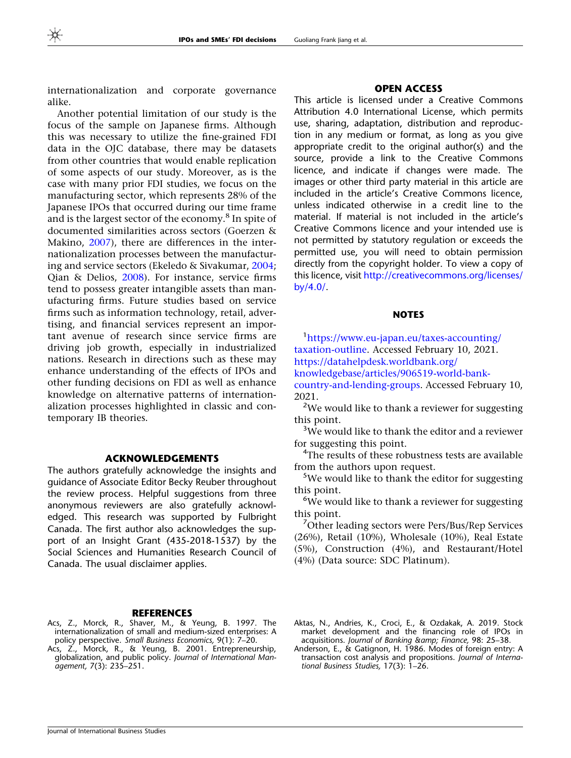internationalization and corporate governance alike.

Another potential limitation of our study is the focus of the sample on Japanese firms. Although this was necessary to utilize the fine-grained FDI data in the OJC database, there may be datasets from other countries that would enable replication of some aspects of our study. Moreover, as is the case with many prior FDI studies, we focus on the manufacturing sector, which represents 28% of the Japanese IPOs that occurred during our time frame and is the largest sector of the economy.[8] In spite of documented similarities across sectors (Goerzen & Makino, 2007), there are differences in the internationalization processes between the manufacturing and service sectors (Ekeledo & Sivakumar, 2004; Qian & Delios, 2008). For instance, service firms tend to possess greater intangible assets than manufacturing firms. Future studies based on service firms such as information technology, retail, advertising, and financial services represent an important avenue of research since service firms are driving job growth, especially in industrialized nations. Research in directions such as these may enhance understanding of the effects of IPOs and other funding decisions on FDI as well as enhance knowledge on alternative patterns of internationalization processes highlighted in classic and contemporary IB theories.

## ACKNOWLEDGEMENTS

The authors gratefully acknowledge the insights and guidance of Associate Editor Becky Reuber throughout the review process. Helpful suggestions from three anonymous reviewers are also gratefully acknowledged. This research was supported by Fulbright Canada. The first author also acknowledges the support of an Insight Grant (435-2018-1537) by the Social Sciences and Humanities Research Council of Canada. The usual disclaimer applies.

## OPEN ACCESS

This article is licensed under a Creative Commons Attribution 4.0 International License, which permits use, sharing, adaptation, distribution and reproduction in any medium or format, as long as you give appropriate credit to the original author(s) and the source, provide a link to the Creative Commons licence, and indicate if changes were made. The images or other third party material in this article are included in the article's Creative Commons licence, unless indicated otherwise in a credit line to the material. If material is not included in the article's Creative Commons licence and your intended use is not permitted by statutory regulation or exceeds the permitted use, you will need to obtain permission directly from the copyright holder. To view a copy of this licence, visit http://creativecommons.org/licenses/by/4.0/.

## NOTES

[1]https://www.eu-japan.eu/taxes-accounting/taxation-outline. Accessed February 10, 2021. https://datahelpdesk.worldbank.org/knowledgebase/articles/906519-world-bank-country-and-lending-groups. Accessed February 10, 2021.

[2]We would like to thank a reviewer for suggesting this point.

[3]We would like to thank the editor and a reviewer for suggesting this point.

[4]The results of these robustness tests are available from the authors upon request.

[5]We would like to thank the editor for suggesting this point.

[6]We would like to thank a reviewer for suggesting this point.

[7]Other leading sectors were Pers/Bus/Rep Services (26%), Retail (10%), Wholesale (10%), Real Estate (5%), Construction (4%), and Restaurant/Hotel (4%) (Data source: SDC Platinum).

## REFERENCES

Acs, Z., Morck, R., Shaver, M., & Yeung, B. 1997. The internationalization of small and medium-sized enterprises: A policy perspective. *Small Business Economics,* 9(1): 7–20.

Acs, Z., Morck, R., & Yeung, B. 2001. Entrepreneurship, globalization, and public policy. *Journal of International Management,* 7(3): 235–251.

Aktas, N., Andries, K., Croci, E., & Ozdakak, A. 2019. Stock market development and the financing role of IPOs in acquisitions. *Journal of Banking &amp; Finance,* 98: 25–38.

Anderson, E., & Gatignon, H. 1986. Modes of foreign entry: A transaction cost analysis and propositions. *Journal of International Business Studies,* 17(3): 1–26.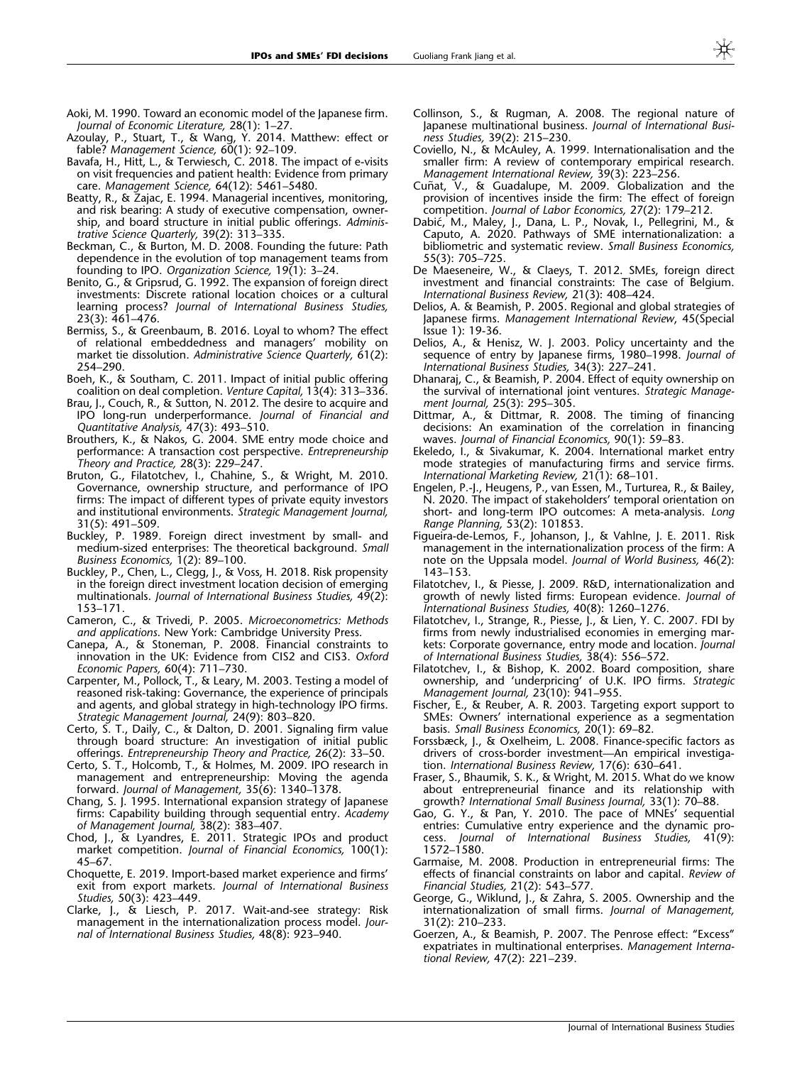Aoki, M. 1990. Toward an economic model of the Japanese firm. *Journal of Economic Literature,* 28(1): 1–27.

Azoulay, P., Stuart, T., & Wang, Y. 2014. Matthew: effect or fable? *Management Science,* 60(1): 92–109.

Bavafa, H., Hitt, L., & Terwiesch, C. 2018. The impact of e-visits on visit frequencies and patient health: Evidence from primary care. *Management Science,* 64(12): 5461–5480.

Beatty, R., & Zajac, E. 1994. Managerial incentives, monitoring, and risk bearing: A study of executive compensation, ownership, and board structure in initial public offerings. *Administrative Science Quarterly,* 39(2): 313–335.

Beckman, C., & Burton, M. D. 2008. Founding the future: Path dependence in the evolution of top management teams from founding to IPO. *Organization Science,* 19(1): 3–24.

Benito, G., & Gripsrud, G. 1992. The expansion of foreign direct investments: Discrete rational location choices or a cultural learning process? *Journal of International Business Studies,* 23(3): 461–476.

Bermiss, S., & Greenbaum, B. 2016. Loyal to whom? The effect of relational embeddedness and managers' mobility on market tie dissolution. *Administrative Science Quarterly,* 61(2): 254–290.

Boeh, K., & Southam, C. 2011. Impact of initial public offering coalition on deal completion. *Venture Capital,* 13(4): 313–336.

Brau, J., Couch, R., & Sutton, N. 2012. The desire to acquire and IPO long-run underperformance. *Journal of Financial and Quantitative Analysis,* 47(3): 493–510.

Brouthers, K., & Nakos, G. 2004. SME entry mode choice and performance: A transaction cost perspective. *Entrepreneurship Theory and Practice,* 28(3): 229–247.

Bruton, G., Filatotchev, I., Chahine, S., & Wright, M. 2010. Governance, ownership structure, and performance of IPO firms: The impact of different types of private equity investors and institutional environments. *Strategic Management Journal,* 31(5): 491–509.

Buckley, P. 1989. Foreign direct investment by small- and medium-sized enterprises: The theoretical background. *Small Business Economics,* 1(2): 89–100.

Buckley, P., Chen, L., Clegg, J., & Voss, H. 2018. Risk propensity in the foreign direct investment location decision of emerging multinationals. *Journal of International Business Studies,* 49(2): 153–171.

Cameron, C., & Trivedi, P. 2005. *Microeconometrics: Methods and applications*. New York: Cambridge University Press.

Canepa, A., & Stoneman, P. 2008. Financial constraints to innovation in the UK: Evidence from CIS2 and CIS3. *Oxford Economic Papers,* 60(4): 711–730.

Carpenter, M., Pollock, T., & Leary, M. 2003. Testing a model of reasoned risk-taking: Governance, the experience of principals and agents, and global strategy in high-technology IPO firms. *Strategic Management Journal,* 24(9): 803–820.

Certo, S. T., Daily, C., & Dalton, D. 2001. Signaling firm value through board structure: An investigation of initial public offerings. *Entrepreneurship Theory and Practice,* 26(2): 33–50.

Certo, S. T., Holcomb, T., & Holmes, M. 2009. IPO research in management and entrepreneurship: Moving the agenda forward. *Journal of Management,* 35(6): 1340–1378.

Chang, S. J. 1995. International expansion strategy of Japanese firms: Capability building through sequential entry. *Academy of Management Journal,* 38(2): 383–407.

Chod, J., & Lyandres, E. 2011. Strategic IPOs and product market competition. *Journal of Financial Economics,* 100(1): 45–67.

Choquette, E. 2019. Import-based market experience and firms' exit from export markets. *Journal of International Business Studies,* 50(3): 423–449.

Clarke, J., & Liesch, P. 2017. Wait-and-see strategy: Risk management in the internationalization process model. *Journal of International Business Studies,* 48(8): 923–940.

Collinson, S., & Rugman, A. 2008. The regional nature of Japanese multinational business. *Journal of International Business Studies,* 39(2): 215–230.

Coviello, N., & McAuley, A. 1999. Internationalisation and the smaller firm: A review of contemporary empirical research. *Management International Review,* 39(3): 223–256.

Cuñat, V., & Guadalupe, M. 2009. Globalization and the provision of incentives inside the firm: The effect of foreign competition. *Journal of Labor Economics,* 27(2): 179–212.

Dabić, M., Maley, J., Dana, L. P., Novak, I., Pellegrini, M., & Caputo, A. 2020. Pathways of SME internationalization: a bibliometric and systematic review. *Small Business Economics,* 55(3): 705–725.

De Maeseneire, W., & Claeys, T. 2012. SMEs, foreign direct investment and financial constraints: The case of Belgium. *International Business Review,* 21(3): 408–424.

Delios, A. & Beamish, P. 2005. Regional and global strategies of Japanese firms. *Management International Review*, 45(Special Issue 1): 19-36.

Delios, A., & Henisz, W. J. 2003. Policy uncertainty and the sequence of entry by Japanese firms, 1980–1998. *Journal of International Business Studies,* 34(3): 227–241.

Dhanaraj, C., & Beamish, P. 2004. Effect of equity ownership on the survival of international joint ventures. *Strategic Management Journal,* 25(3): 295–305.

Dittmar, A., & Dittmar, R. 2008. The timing of financing decisions: An examination of the correlation in financing waves. *Journal of Financial Economics,* 90(1): 59–83.

Ekeledo, I., & Sivakumar, K. 2004. International market entry mode strategies of manufacturing firms and service firms. *International Marketing Review,* 21(1): 68–101.

Engelen, P.-J., Heugens, P., van Essen, M., Turturea, R., & Bailey, N. 2020. The impact of stakeholders' temporal orientation on short- and long-term IPO outcomes: A meta-analysis. *Long Range Planning,* 53(2): 101853.

Figueira-de-Lemos, F., Johanson, J., & Vahlne, J. E. 2011. Risk management in the internationalization process of the firm: A note on the Uppsala model. *Journal of World Business,* 46(2): 143–153.

Filatotchev, I., & Piesse, J. 2009. R&D, internationalization and growth of newly listed firms: European evidence. *Journal of International Business Studies,* 40(8): 1260–1276.

Filatotchev, I., Strange, R., Piesse, J., & Lien, Y. C. 2007. FDI by firms from newly industrialised economies in emerging markets: Corporate governance, entry mode and location. *Journal of International Business Studies,* 38(4): 556–572.

Filatotchev, I., & Bishop, K. 2002. Board composition, share ownership, and 'underpricing' of U.K. IPO firms. *Strategic Management Journal,* 23(10): 941–955.

Fischer, E., & Reuber, A. R. 2003. Targeting export support to SMEs: Owners' international experience as a segmentation basis. *Small Business Economics,* 20(1): 69–82.

Forssbæck, J., & Oxelheim, L. 2008. Finance-specific factors as drivers of cross-border investment—An empirical investigation. *International Business Review,* 17(6): 630–641.

Fraser, S., Bhaumik, S. K., & Wright, M. 2015. What do we know about entrepreneurial finance and its relationship with growth? *International Small Business Journal,* 33(1): 70–88.

Gao, G. Y., & Pan, Y. 2010. The pace of MNEs' sequential entries: Cumulative entry experience and the dynamic process. *Journal of International Business Studies,* 41(9): 1572–1580.

Garmaise, M. 2008. Production in entrepreneurial firms: The effects of financial constraints on labor and capital. *Review of Financial Studies,* 21(2): 543–577.

George, G., Wiklund, J., & Zahra, S. 2005. Ownership and the internationalization of small firms. *Journal of Management,* 31(2): 210–233.

Goerzen, A., & Beamish, P. 2007. The Penrose effect: "Excess" expatriates in multinational enterprises. *Management International Review,* 47(2): 221–239.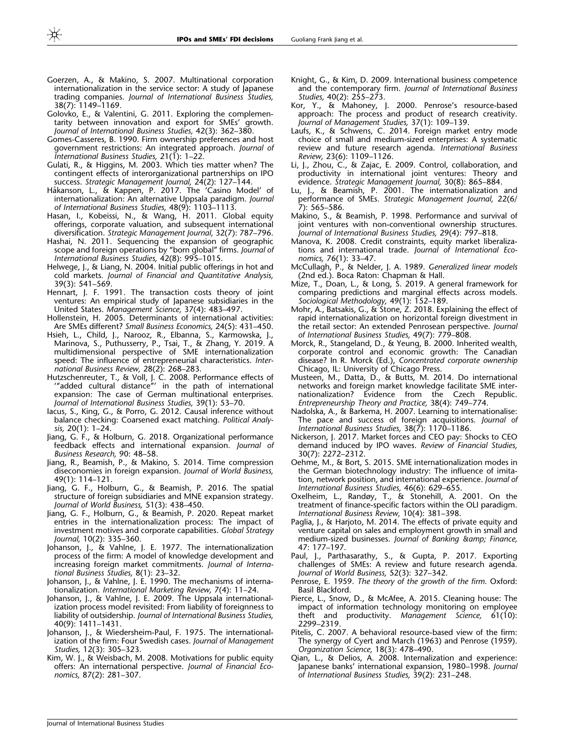Goerzen, A., & Makino, S. 2007. Multinational corporation internationalization in the service sector: A study of Japanese trading companies. *Journal of International Business Studies,* 38(7): 1149–1169.

Golovko, E., & Valentini, G. 2011. Exploring the complementarity between innovation and export for SMEs' growth. *Journal of International Business Studies,* 42(3): 362–380.

Gomes-Casseres, B. 1990. Firm ownership preferences and host government restrictions: An integrated approach. *Journal of International Business Studies,* 21(1): 1–22.

Gulati, R., & Higgins, M. 2003. Which ties matter when? The contingent effects of interorganizational partnerships on IPO success. *Strategic Management Journal,* 24(2): 127–144.

Håkanson, L., & Kappen, P. 2017. The 'Casino Model' of internationalization: An alternative Uppsala paradigm. *Journal of International Business Studies,* 48(9): 1103–1113.

Hasan, I., Kobeissi, N., & Wang, H. 2011. Global equity offerings, corporate valuation, and subsequent international diversification. *Strategic Management Journal,* 32(7): 787–796.

Hashai, N. 2011. Sequencing the expansion of geographic scope and foreign operations by "born global" firms. *Journal of International Business Studies,* 42(8): 995–1015.

Helwege, J., & Liang, N. 2004. Initial public offerings in hot and cold markets. *Journal of Financial and Quantitative Analysis,* 39(3): 541–569.

Hennart, J. F. 1991. The transaction costs theory of joint ventures: An empirical study of Japanese subsidiaries in the United States. *Management Science,* 37(4): 483–497.

Hollenstein, H. 2005. Determinants of international activities: Are SMEs different? *Small Business Economics,* 24(5): 431–450.

Hsieh, L., Child, J., Narooz, R., Elbanna, S., Karmowska, J., Marinova, S., Puthusserry, P., Tsai, T., & Zhang, Y. 2019. A multidimensional perspective of SME internationalization speed: The influence of entrepreneurial characteristics. *International Business Review,* 28(2): 268–283.

Hutzschenreuter, T., & Voll, J. C. 2008. Performance effects of '"added cultural distance"' in the path of international expansion: The case of German multinational enterprises. *Journal of International Business Studies,* 39(1): 53–70.

Iacus, S., King, G., & Porro, G. 2012. Causal inference without balance checking: Coarsened exact matching. *Political Analysis,* 20(1): 1–24.

Jiang, G. F., & Holburn, G. 2018. Organizational performance feedback effects and international expansion. *Journal of Business Research,* 90: 48–58.

Jiang, R., Beamish, P., & Makino, S. 2014. Time compression diseconomies in foreign expansion. *Journal of World Business,* 49(1): 114–121.

Jiang, G. F., Holburn, G., & Beamish, P. 2016. The spatial structure of foreign subsidiaries and MNE expansion strategy. *Journal of World Business,* 51(3): 438–450.

Jiang, G. F., Holburn, G., & Beamish, P. 2020. Repeat market entries in the internationalization process: The impact of investment motives and corporate capabilities. *Global Strategy Journal,* 10(2): 335–360.

Johanson, J., & Vahlne, J. E. 1977. The internationalization process of the firm: A model of knowledge development and increasing foreign market commitments. *Journal of International Business Studies,* 8(1): 23–32.

Johanson, J., & Vahlne, J. E. 1990. The mechanisms of internationalization. *International Marketing Review,* 7(4): 11–24.

Johanson, J., & Vahlne, J. E. 2009. The Uppsala internationalization process model revisited: From liability of foreignness to liability of outsidership. *Journal of International Business Studies,* 40(9): 1411–1431.

Johanson, J., & Wiedersheim-Paul, F. 1975. The internationalization of the firm: Four Swedish cases. *Journal of Management Studies,* 12(3): 305–323.

Kim, W. J., & Weisbach, M. 2008. Motivations for public equity offers: An international perspective. *Journal of Financial Economics,* 87(2): 281–307.

Knight, G., & Kim, D. 2009. International business competence and the contemporary firm. *Journal of International Business Studies,* 40(2): 255–273.

Kor, Y., & Mahoney, J. 2000. Penrose's resource-based approach: The process and product of research creativity. *Journal of Management Studies,* 37(1): 109–139.

Laufs, K., & Schwens, C. 2014. Foreign market entry mode choice of small and medium-sized enterprises: A systematic review and future research agenda. *International Business Review,* 23(6): 1109–1126.

Li, J., Zhou, C., & Zajac, E. 2009. Control, collaboration, and productivity in international joint ventures: Theory and evidence. *Strategic Management Journal,* 30(8): 865–884.

Lu, J., & Beamish, P. 2001. The internationalization and performance of SMEs. *Strategic Management Journal,* 22(6/7): 565–586.

Makino, S., & Beamish, P. 1998. Performance and survival of joint ventures with non-conventional ownership structures. *Journal of International Business Studies,* 29(4): 797–818.

Manova, K. 2008. Credit constraints, equity market liberalizations and international trade. *Journal of International Economics,* 76(1): 33–47.

McCullagh, P., & Nelder, J. A. 1989. *Generalized linear models* (2nd ed.). Boca Raton: Chapman & Hall.

Mize, T., Doan, L., & Long, S. 2019. A general framework for comparing predictions and marginal effects across models. *Sociological Methodology,* 49(1): 152–189.

Mohr, A., Batsakis, G., & Stone, Z. 2018. Explaining the effect of rapid internationalization on horizontal foreign divestment in the retail sector: An extended Penrosean perspective. *Journal of International Business Studies,* 49(7): 779–808.

Morck, R., Stangeland, D., & Yeung, B. 2000. Inherited wealth, corporate control and economic growth: The Canadian disease? In R. Morck (Ed.), *Concentrated corporate ownership* Chicago, IL: University of Chicago Press.

Musteen, M., Datta, D., & Butts, M. 2014. Do international networks and foreign market knowledge facilitate SME internationalization? Evidence from the Czech Republic. *Entrepreneurship Theory and Practice,* 38(4): 749–774.

Nadolska, A., & Barkema, H. 2007. Learning to internationalise: The pace and success of foreign acquisitions. *Journal of International Business Studies,* 38(7): 1170–1186.

Nickerson, J. 2017. Market forces and CEO pay: Shocks to CEO demand induced by IPO waves. *Review of Financial Studies,* 30(7): 2272–2312.

Oehme, M., & Bort, S. 2015. SME internationalization modes in the German biotechnology industry: The influence of imitation, network position, and international experience. *Journal of International Business Studies,* 46(6): 629–655.

Oxelheim, L., Randøy, T., & Stonehill, A. 2001. On the treatment of finance-specific factors within the OLI paradigm. *International Business Review,* 10(4): 381–398.

Paglia, J., & Harjoto, M. 2014. The effects of private equity and venture capital on sales and employment growth in small and medium-sized businesses. *Journal of Banking &amp; Finance,* 47: 177–197.

Paul, J., Parthasarathy, S., & Gupta, P. 2017. Exporting challenges of SMEs: A review and future research agenda. *Journal of World Business,* 52(3): 327–342.

Penrose, E. 1959. *The theory of the growth of the firm.* Oxford: Basil Blackford.

Pierce, L., Snow, D., & McAfee, A. 2015. Cleaning house: The impact of information technology monitoring on employee theft and productivity. *Management Science,* 61(10): 2299–2319.

Pitelis, C. 2007. A behavioral resource-based view of the firm: The synergy of Cyert and March (1963) and Penrose (1959). *Organization Science,* 18(3): 478–490.

Qian, L., & Delios, A. 2008. Internalization and experience: Japanese banks' international expansion, 1980–1998. *Journal of International Business Studies,* 39(2): 231–248.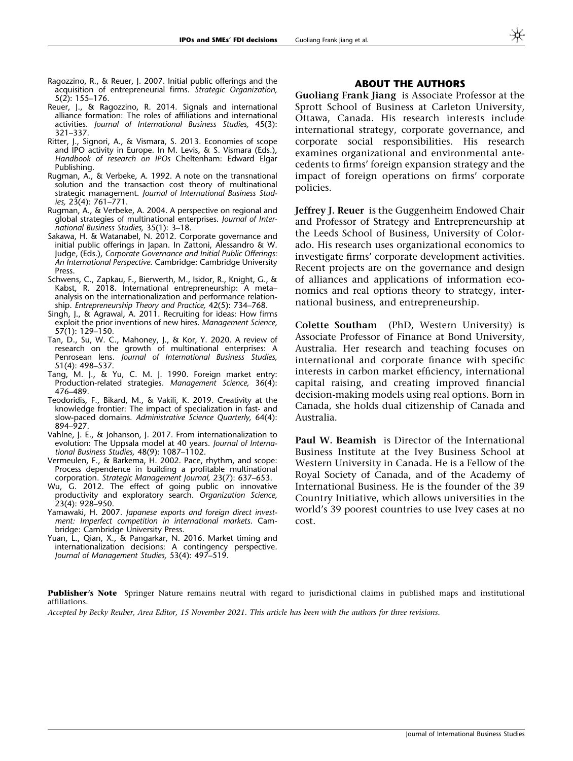Ragozzino, R., & Reuer, J. 2007. Initial public offerings and the acquisition of entrepreneurial firms. *Strategic Organization,* 5(2): 155–176.

Reuer, J., & Ragozzino, R. 2014. Signals and international alliance formation: The roles of affiliations and international activities. *Journal of International Business Studies,* 45(3): 321–337.

Ritter, J., Signori, A., & Vismara, S. 2013. Economies of scope and IPO activity in Europe. In M. Levis, & S. Vismara (Eds.), *Handbook of research on IPOs* Cheltenham: Edward Elgar Publishing.

Rugman, A., & Verbeke, A. 1992. A note on the transnational solution and the transaction cost theory of multinational strategic management. *Journal of International Business Studies,* 23(4): 761–771.

Rugman, A., & Verbeke, A. 2004. A perspective on regional and global strategies of multinational enterprises. *Journal of International Business Studies,* 35(1): 3–18.

Sakawa, H. & Watanabel, N. 2012. Corporate governance and initial public offerings in Japan. In Zattoni, Alessandro & W. Judge, (Eds.), *Corporate Governance and Initial Public Offerings: An International Perspective*. Cambridge: Cambridge University Press.

Schwens, C., Zapkau, F., Bierwerth, M., Isidor, R., Knight, G., & Kabst, R. 2018. International entrepreneurship: A meta–analysis on the internationalization and performance relationship. *Entrepreneurship Theory and Practice,* 42(5): 734–768.

Singh, J., & Agrawal, A. 2011. Recruiting for ideas: How firms exploit the prior inventions of new hires. *Management Science,* 57(1): 129–150.

Tan, D., Su, W. C., Mahoney, J., & Kor, Y. 2020. A review of research on the growth of multinational enterprises: A Penrosean lens. *Journal of International Business Studies,* 51(4): 498–537.

Tang, M. J., & Yu, C. M. J. 1990. Foreign market entry: Production-related strategies. *Management Science,* 36(4): 476–489.

Teodoridis, F., Bikard, M., & Vakili, K. 2019. Creativity at the knowledge frontier: The impact of specialization in fast- and slow-paced domains. *Administrative Science Quarterly,* 64(4): 894–927.

Vahlne, J. E., & Johanson, J. 2017. From internationalization to evolution: The Uppsala model at 40 years. *Journal of International Business Studies,* 48(9): 1087–1102.

Vermeulen, F., & Barkema, H. 2002. Pace, rhythm, and scope: Process dependence in building a profitable multinational corporation. *Strategic Management Journal,* 23(7): 637–653.

Wu, G. 2012. The effect of going public on innovative productivity and exploratory search. *Organization Science,* 23(4): 928–950.

Yamawaki, H. 2007. *Japanese exports and foreign direct investment: Imperfect competition in international markets*. Cambridge: Cambridge University Press.

Yuan, L., Qian, X., & Pangarkar, N. 2016. Market timing and internationalization decisions: A contingency perspective. *Journal of Management Studies,* 53(4): 497–519.

## ABOUT THE AUTHORS

**Guoliang Frank Jiang** is Associate Professor at the Sprott School of Business at Carleton University, Ottawa, Canada. His research interests include international strategy, corporate governance, and corporate social responsibilities. His research examines organizational and environmental antecedents to firms' foreign expansion strategy and the impact of foreign operations on firms' corporate policies.

**Jeffrey J. Reuer** is the Guggenheim Endowed Chair and Professor of Strategy and Entrepreneurship at the Leeds School of Business, University of Colorado. His research uses organizational economics to investigate firms' corporate development activities. Recent projects are on the governance and design of alliances and applications of information economics and real options theory to strategy, international business, and entrepreneurship.

**Colette Southam** (PhD, Western University) is Associate Professor of Finance at Bond University, Australia. Her research and teaching focuses on international and corporate finance with specific interests in carbon market efficiency, international capital raising, and creating improved financial decision-making models using real options. Born in Canada, she holds dual citizenship of Canada and Australia.

**Paul W. Beamish** is Director of the International Business Institute at the Ivey Business School at Western University in Canada. He is a Fellow of the Royal Society of Canada, and of the Academy of International Business. He is the founder of the 39 Country Initiative, which allows universities in the world's 39 poorest countries to use Ivey cases at no cost.

**Publisher's Note** Springer Nature remains neutral with regard to jurisdictional claims in published maps and institutional affiliations.

*Accepted by Becky Reuber, Area Editor, 15 November 2021. This article has been with the authors for three revisions.*